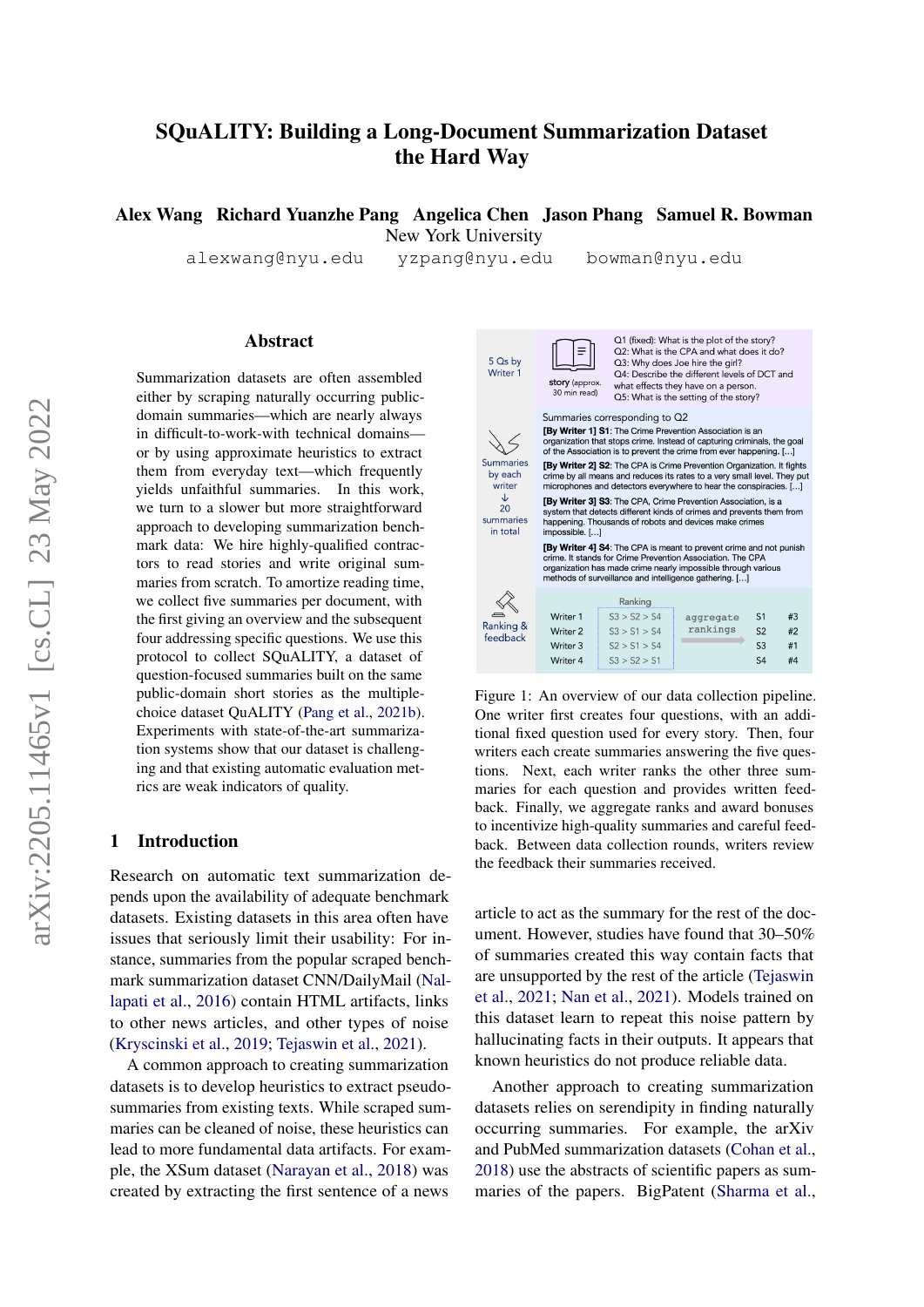# SQuALITY: Building a Long-Document Summarization Dataset the Hard Way

**Alex Wang   Richard Yuanzhe Pang   Angelica Chen   Jason Phang   Samuel R. Bowman**

New York University

alexwang@nyu.edu   yzpang@nyu.edu   bowman@nyu.edu

## Abstract

Summarization datasets are often assembled either by scraping naturally occurring public-domain summaries—which are nearly always in difficult-to-work-with technical domains—or by using approximate heuristics to extract them from everyday text—which frequently yields unfaithful summaries. In this work, we turn to a slower but more straightforward approach to developing summarization benchmark data: We hire highly-qualified contractors to read stories and write original summaries from scratch. To amortize reading time, we collect five summaries per document, with the first giving an overview and the subsequent four addressing specific questions. We use this protocol to collect SQuALITY, a dataset of question-focused summaries built on the same public-domain short stories as the multiple-choice dataset QuALITY (Pang et al., 2021b). Experiments with state-of-the-art summarization systems show that our dataset is challenging and that existing automatic evaluation metrics are weak indicators of quality.

Figure 1: An overview of our data collection pipeline. One writer first creates four questions, with an additional fixed question used for every story. Then, four writers each create summaries answering the five questions. Next, each writer ranks the other three summaries for each question and provides written feedback. Finally, we aggregate ranks and award bonuses to incentivize high-quality summaries and careful feedback. Between data collection rounds, writers review the feedback their summaries received.

## 1 Introduction

Research on automatic text summarization depends upon the availability of adequate benchmark datasets. Existing datasets in this area often have issues that seriously limit their usability: For instance, summaries from the popular scraped benchmark summarization dataset CNN/DailyMail (Nallapati et al., 2016) contain HTML artifacts, links to other news articles, and other types of noise (Kryscinski et al., 2019; Tejaswin et al., 2021).

A common approach to creating summarization datasets is to develop heuristics to extract pseudo-summaries from existing texts. While scraped summaries can be cleaned of noise, these heuristics can lead to more fundamental data artifacts. For example, the XSum dataset (Narayan et al., 2018) was created by extracting the first sentence of a news article to act as the summary for the rest of the document. However, studies have found that 30–50% of summaries created this way contain facts that are unsupported by the rest of the article (Tejaswin et al., 2021; Nan et al., 2021). Models trained on this dataset learn to repeat this noise pattern by hallucinating facts in their outputs. It appears that known heuristics do not produce reliable data.

Another approach to creating summarization datasets relies on serendipity in finding naturally occurring summaries. For example, the arXiv and PubMed summarization datasets (Cohan et al., 2018) use the abstracts of scientific papers as summaries of the papers. BigPatent (Sharma et al.,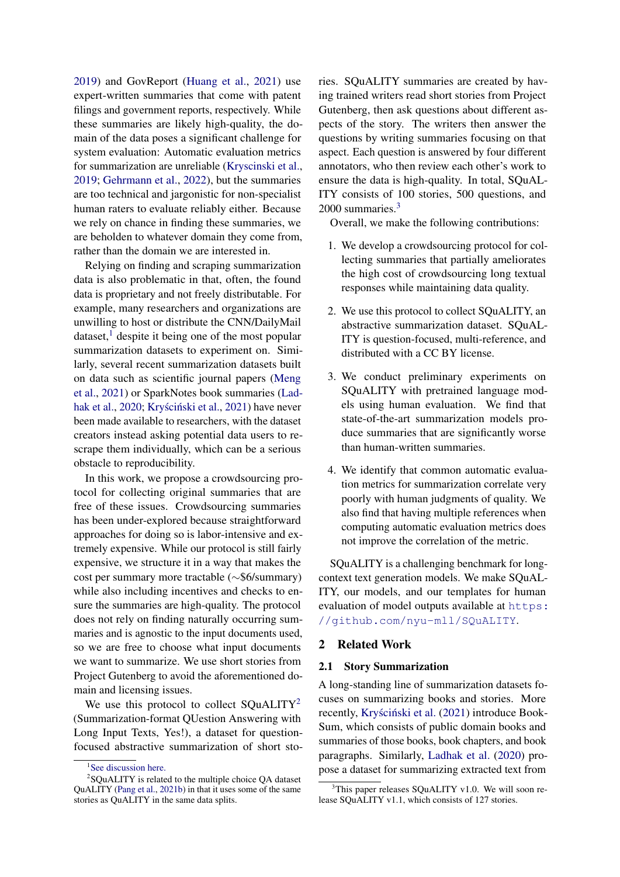2019) and GovReport (Huang et al., 2021) use expert-written summaries that come with patent filings and government reports, respectively. While these summaries are likely high-quality, the domain of the data poses a significant challenge for system evaluation: Automatic evaluation metrics for summarization are unreliable (Kryscinski et al., 2019; Gehrmann et al., 2022), but the summaries are too technical and jargonistic for non-specialist human raters to evaluate reliably either. Because we rely on chance in finding these summaries, we are beholden to whatever domain they come from, rather than the domain we are interested in.

Relying on finding and scraping summarization data is also problematic in that, often, the found data is proprietary and not freely distributable. For example, many researchers and organizations are unwilling to host or distribute the CNN/DailyMail dataset,[1] despite it being one of the most popular summarization datasets to experiment on. Similarly, several recent summarization datasets built on data such as scientific journal papers (Meng et al., 2021) or SparkNotes book summaries (Ladhak et al., 2020; Kryściński et al., 2021) have never been made available to researchers, with the dataset creators instead asking potential data users to rescrape them individually, which can be a serious obstacle to reproducibility.

In this work, we propose a crowdsourcing protocol for collecting original summaries that are free of these issues. Crowdsourcing summaries has been under-explored because straightforward approaches for doing so is labor-intensive and extremely expensive. While our protocol is still fairly expensive, we structure it in a way that makes the cost per summary more tractable (∼$6/summary) while also including incentives and checks to ensure the summaries are high-quality. The protocol does not rely on finding naturally occurring summaries and is agnostic to the input documents used, so we are free to choose what input documents we want to summarize. We use short stories from Project Gutenberg to avoid the aforementioned domain and licensing issues.

We use this protocol to collect SQuALITY[2] (Summarization-format QUestion Answering with Long Input Texts, Yes!), a dataset for question-focused abstractive summarization of short stories. SQuALITY summaries are created by having trained writers read short stories from Project Gutenberg, then ask questions about different aspects of the story. The writers then answer the questions by writing summaries focusing on that aspect. Each question is answered by four different annotators, who then review each other's work to ensure the data is high-quality. In total, SQuALITY consists of 100 stories, 500 questions, and 2000 summaries.[3]

Overall, we make the following contributions:

1. We develop a crowdsourcing protocol for collecting summaries that partially ameliorates the high cost of crowdsourcing long textual responses while maintaining data quality.

2. We use this protocol to collect SQuALITY, an abstractive summarization dataset. SQuALITY is question-focused, multi-reference, and distributed with a CC BY license.

3. We conduct preliminary experiments on SQuALITY with pretrained language models using human evaluation. We find that state-of-the-art summarization models produce summaries that are significantly worse than human-written summaries.

4. We identify that common automatic evaluation metrics for summarization correlate very poorly with human judgments of quality. We also find that having multiple references when computing automatic evaluation metrics does not improve the correlation of the metric.

SQuALITY is a challenging benchmark for long-context text generation models. We make SQuALITY, our models, and our templates for human evaluation of model outputs available at https://github.com/nyu-mll/SQuALITY.

## 2 Related Work

### 2.1 Story Summarization

A long-standing line of summarization datasets focuses on summarizing books and stories. More recently, Kryściński et al. (2021) introduce BookSum, which consists of public domain books and summaries of those books, book chapters, and book paragraphs. Similarly, Ladhak et al. (2020) propose a dataset for summarizing extracted text from

[1] See discussion here.

[2] SQuALITY is related to the multiple choice QA dataset QuALITY (Pang et al., 2021b) in that it uses some of the same stories as QuALITY in the same data splits.

[3] This paper releases SQuALITY v1.0. We will soon release SQuALITY v1.1, which consists of 127 stories.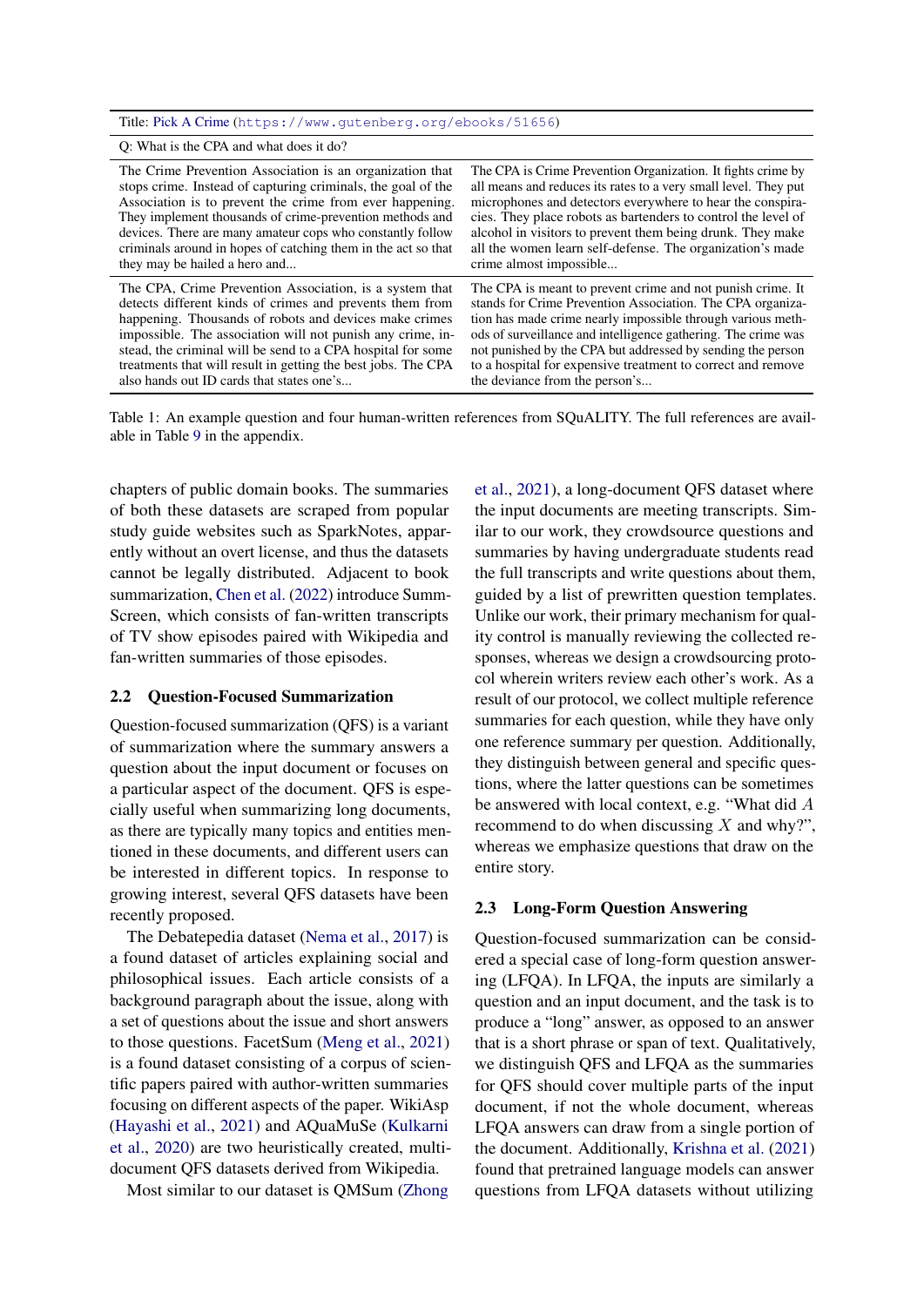| Title: Pick A Crime (https://www.gutenberg.org/ebooks/51656) | |
|---|---|
| Q: What is the CPA and what does it do? | |
| The Crime Prevention Association is an organization that stops crime. Instead of capturing criminals, the goal of the Association is to prevent the crime from ever happening. They implement thousands of crime-prevention methods and devices. There are many amateur cops who constantly follow criminals around in hopes of catching them in the act so that they may be hailed a hero and... | The CPA is Crime Prevention Organization. It fights crime by all means and reduces its rates to a very small level. They put microphones and detectors everywhere to hear the conspiracies. They place robots as bartenders to control the level of alcohol in visitors to prevent them being drunk. They make all the women learn self-defense. The organization's made crime almost impossible... |
| The CPA, Crime Prevention Association, is a system that detects different kinds of crimes and prevents them from happening. Thousands of robots and devices make crimes impossible. The association will not punish any crime, instead, the criminal will be send to a CPA hospital for some treatments that will result in getting the best jobs. The CPA also hands out ID cards that states one's... | The CPA is meant to prevent crime and not punish crime. It stands for Crime Prevention Association. The CPA organization has made crime nearly impossible through various methods of surveillance and intelligence gathering. The crime was not punished by the CPA but addressed by sending the person to a hospital for expensive treatment to correct and remove the deviance from the person's... |

Table 1: An example question and four human-written references from SQuALITY. The full references are available in Table 9 in the appendix.

chapters of public domain books. The summaries of both these datasets are scraped from popular study guide websites such as SparkNotes, apparently without an overt license, and thus the datasets cannot be legally distributed. Adjacent to book summarization, Chen et al. (2022) introduce SummScreen, which consists of fan-written transcripts of TV show episodes paired with Wikipedia and fan-written summaries of those episodes.

## 2.2 Question-Focused Summarization

Question-focused summarization (QFS) is a variant of summarization where the summary answers a question about the input document or focuses on a particular aspect of the document. QFS is especially useful when summarizing long documents, as there are typically many topics and entities mentioned in these documents, and different users can be interested in different topics. In response to growing interest, several QFS datasets have been recently proposed.

The Debatepedia dataset (Nema et al., 2017) is a found dataset of articles explaining social and philosophical issues. Each article consists of a background paragraph about the issue, along with a set of questions about the issue and short answers to those questions. FacetSum (Meng et al., 2021) is a found dataset consisting of a corpus of scientific papers paired with author-written summaries focusing on different aspects of the paper. WikiAsp (Hayashi et al., 2021) and AQuaMuSe (Kulkarni et al., 2020) are two heuristically created, multi-document QFS datasets derived from Wikipedia.

Most similar to our dataset is QMSum (Zhong et al., 2021), a long-document QFS dataset where the input documents are meeting transcripts. Similar to our work, they crowdsource questions and summaries by having undergraduate students read the full transcripts and write questions about them, guided by a list of prewritten question templates. Unlike our work, their primary mechanism for quality control is manually reviewing the collected responses, whereas we design a crowdsourcing protocol wherein writers review each other's work. As a result of our protocol, we collect multiple reference summaries for each question, while they have only one reference summary per question. Additionally, they distinguish between general and specific questions, where the latter questions can be sometimes be answered with local context, e.g. "What did $A$ recommend to do when discussing $X$ and why?", whereas we emphasize questions that draw on the entire story.

## 2.3 Long-Form Question Answering

Question-focused summarization can be considered a special case of long-form question answering (LFQA). In LFQA, the inputs are similarly a question and an input document, and the task is to produce a "long" answer, as opposed to an answer that is a short phrase or span of text. Qualitatively, we distinguish QFS and LFQA as the summaries for QFS should cover multiple parts of the input document, if not the whole document, whereas LFQA answers can draw from a single portion of the document. Additionally, Krishna et al. (2021) found that pretrained language models can answer questions from LFQA datasets without utilizing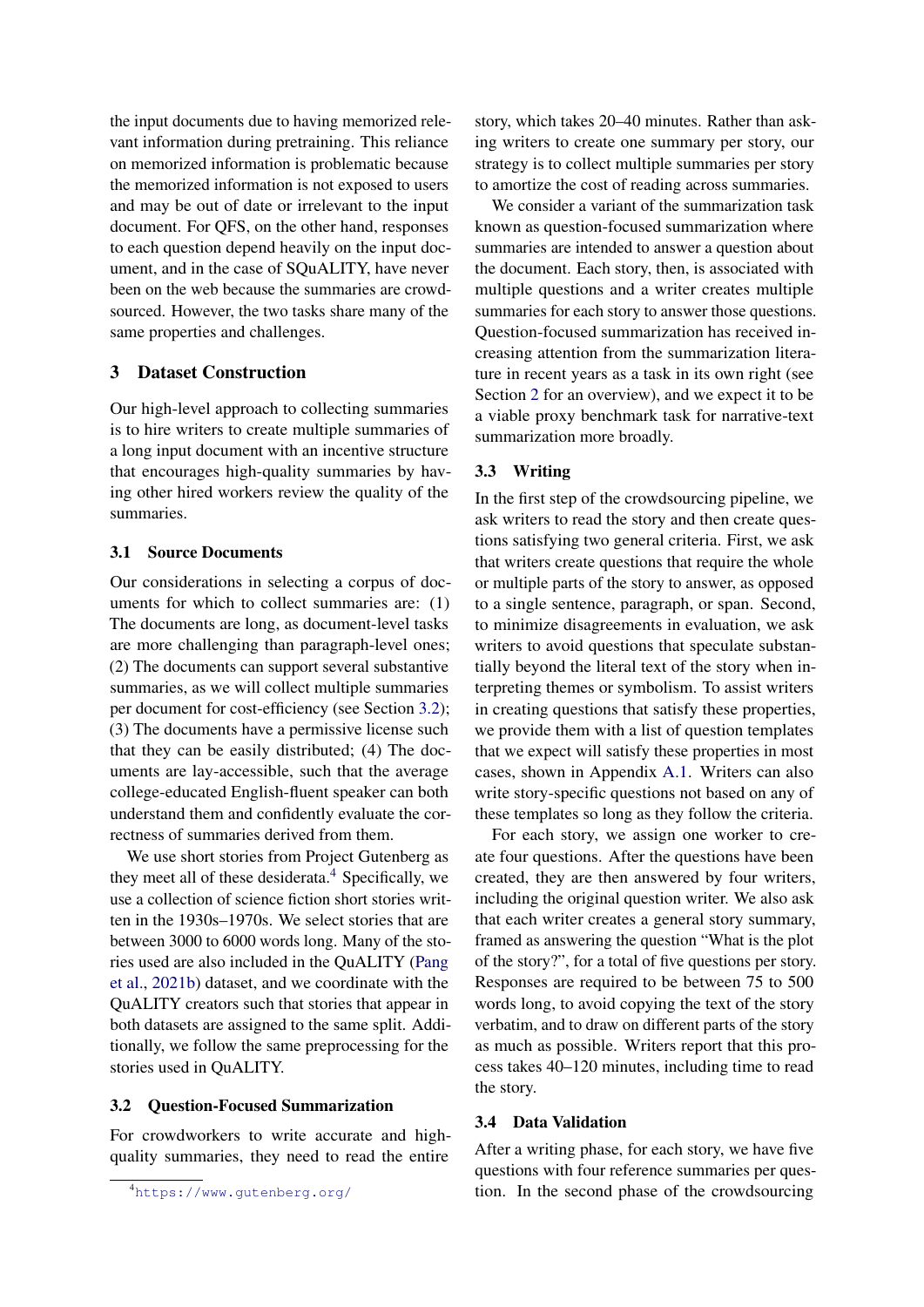the input documents due to having memorized relevant information during pretraining. This reliance on memorized information is problematic because the memorized information is not exposed to users and may be out of date or irrelevant to the input document. For QFS, on the other hand, responses to each question depend heavily on the input document, and in the case of SQuALITY, have never been on the web because the summaries are crowdsourced. However, the two tasks share many of the same properties and challenges.

## 3 Dataset Construction

Our high-level approach to collecting summaries is to hire writers to create multiple summaries of a long input document with an incentive structure that encourages high-quality summaries by having other hired workers review the quality of the summaries.

### 3.1 Source Documents

Our considerations in selecting a corpus of documents for which to collect summaries are: (1) The documents are long, as document-level tasks are more challenging than paragraph-level ones; (2) The documents can support several substantive summaries, as we will collect multiple summaries per document for cost-efficiency (see Section 3.2); (3) The documents have a permissive license such that they can be easily distributed; (4) The documents are lay-accessible, such that the average college-educated English-fluent speaker can both understand them and confidently evaluate the correctness of summaries derived from them.

We use short stories from Project Gutenberg as they meet all of these desiderata.[4] Specifically, we use a collection of science fiction short stories written in the 1930s–1970s. We select stories that are between 3000 to 6000 words long. Many of the stories used are also included in the QuALITY (Pang et al., 2021b) dataset, and we coordinate with the QuALITY creators such that stories that appear in both datasets are assigned to the same split. Additionally, we follow the same preprocessing for the stories used in QuALITY.

### 3.2 Question-Focused Summarization

For crowdworkers to write accurate and high-quality summaries, they need to read the entire story, which takes 20–40 minutes. Rather than asking writers to create one summary per story, our strategy is to collect multiple summaries per story to amortize the cost of reading across summaries.

We consider a variant of the summarization task known as question-focused summarization where summaries are intended to answer a question about the document. Each story, then, is associated with multiple questions and a writer creates multiple summaries for each story to answer those questions. Question-focused summarization has received increasing attention from the summarization literature in recent years as a task in its own right (see Section 2 for an overview), and we expect it to be a viable proxy benchmark task for narrative-text summarization more broadly.

### 3.3 Writing

In the first step of the crowdsourcing pipeline, we ask writers to read the story and then create questions satisfying two general criteria. First, we ask that writers create questions that require the whole or multiple parts of the story to answer, as opposed to a single sentence, paragraph, or span. Second, to minimize disagreements in evaluation, we ask writers to avoid questions that speculate substantially beyond the literal text of the story when interpreting themes or symbolism. To assist writers in creating questions that satisfy these properties, we provide them with a list of question templates that we expect will satisfy these properties in most cases, shown in Appendix A.1. Writers can also write story-specific questions not based on any of these templates so long as they follow the criteria.

For each story, we assign one worker to create four questions. After the questions have been created, they are then answered by four writers, including the original question writer. We also ask that each writer creates a general story summary, framed as answering the question "What is the plot of the story?", for a total of five questions per story. Responses are required to be between 75 to 500 words long, to avoid copying the text of the story verbatim, and to draw on different parts of the story as much as possible. Writers report that this process takes 40–120 minutes, including time to read the story.

### 3.4 Data Validation

After a writing phase, for each story, we have five questions with four reference summaries per question. In the second phase of the crowdsourcing

[4] https://www.gutenberg.org/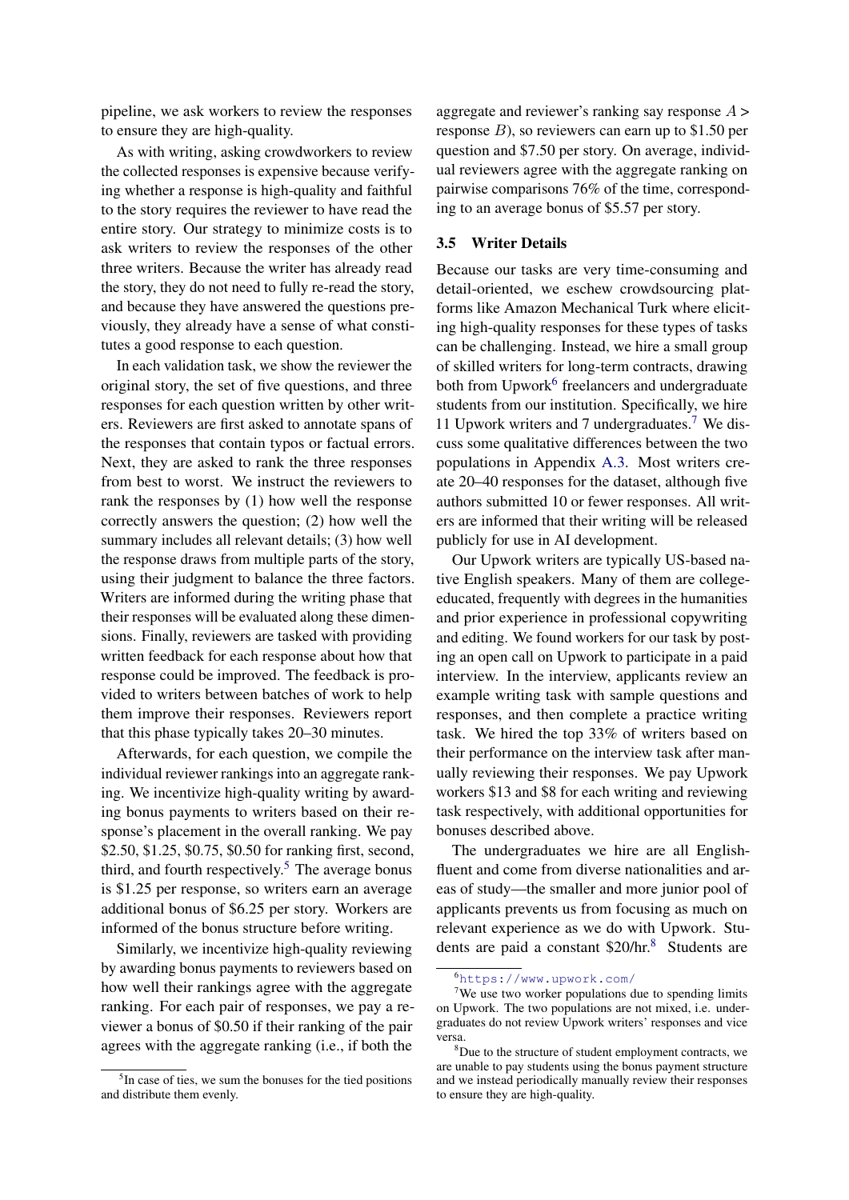pipeline, we ask workers to review the responses to ensure they are high-quality.

As with writing, asking crowdworkers to review the collected responses is expensive because verifying whether a response is high-quality and faithful to the story requires the reviewer to have read the entire story. Our strategy to minimize costs is to ask writers to review the responses of the other three writers. Because the writer has already read the story, they do not need to fully re-read the story, and because they have answered the questions previously, they already have a sense of what constitutes a good response to each question.

In each validation task, we show the reviewer the original story, the set of five questions, and three responses for each question written by other writers. Reviewers are first asked to annotate spans of the responses that contain typos or factual errors. Next, they are asked to rank the three responses from best to worst. We instruct the reviewers to rank the responses by (1) how well the response correctly answers the question; (2) how well the summary includes all relevant details; (3) how well the response draws from multiple parts of the story, using their judgment to balance the three factors. Writers are informed during the writing phase that their responses will be evaluated along these dimensions. Finally, reviewers are tasked with providing written feedback for each response about how that response could be improved. The feedback is provided to writers between batches of work to help them improve their responses. Reviewers report that this phase typically takes 20–30 minutes.

Afterwards, for each question, we compile the individual reviewer rankings into an aggregate ranking. We incentivize high-quality writing by awarding bonus payments to writers based on their response's placement in the overall ranking. We pay \$2.50, \$1.25, \$0.75, \$0.50 for ranking first, second, third, and fourth respectively.[5] The average bonus is \$1.25 per response, so writers earn an average additional bonus of \$6.25 per story. Workers are informed of the bonus structure before writing.

Similarly, we incentivize high-quality reviewing by awarding bonus payments to reviewers based on how well their rankings agree with the aggregate ranking. For each pair of responses, we pay a reviewer a bonus of \$0.50 if their ranking of the pair agrees with the aggregate ranking (i.e., if both the aggregate and reviewer's ranking say response $A >$ response $B$), so reviewers can earn up to \$1.50 per question and \$7.50 per story. On average, individual reviewers agree with the aggregate ranking on pairwise comparisons 76% of the time, corresponding to an average bonus of \$5.57 per story.

### 3.5 Writer Details

Because our tasks are very time-consuming and detail-oriented, we eschew crowdsourcing platforms like Amazon Mechanical Turk where eliciting high-quality responses for these types of tasks can be challenging. Instead, we hire a small group of skilled writers for long-term contracts, drawing both from Upwork[6] freelancers and undergraduate students from our institution. Specifically, we hire 11 Upwork writers and 7 undergraduates.[7] We discuss some qualitative differences between the two populations in Appendix A.3. Most writers create 20–40 responses for the dataset, although five authors submitted 10 or fewer responses. All writers are informed that their writing will be released publicly for use in AI development.

Our Upwork writers are typically US-based native English speakers. Many of them are college-educated, frequently with degrees in the humanities and prior experience in professional copywriting and editing. We found workers for our task by posting an open call on Upwork to participate in a paid interview. In the interview, applicants review an example writing task with sample questions and responses, and then complete a practice writing task. We hired the top 33% of writers based on their performance on the interview task after manually reviewing their responses. We pay Upwork workers \$13 and \$8 for each writing and reviewing task respectively, with additional opportunities for bonuses described above.

The undergraduates we hire are all English-fluent and come from diverse nationalities and areas of study—the smaller and more junior pool of applicants prevents us from focusing as much on relevant experience as we do with Upwork. Students are paid a constant \$20/hr.[8] Students are

[5] In case of ties, we sum the bonuses for the tied positions and distribute them evenly.

[6] https://www.upwork.com/

[7] We use two worker populations due to spending limits on Upwork. The two populations are not mixed, i.e. undergraduates do not review Upwork writers' responses and vice versa.

[8] Due to the structure of student employment contracts, we are unable to pay students using the bonus payment structure and we instead periodically manually review their responses to ensure they are high-quality.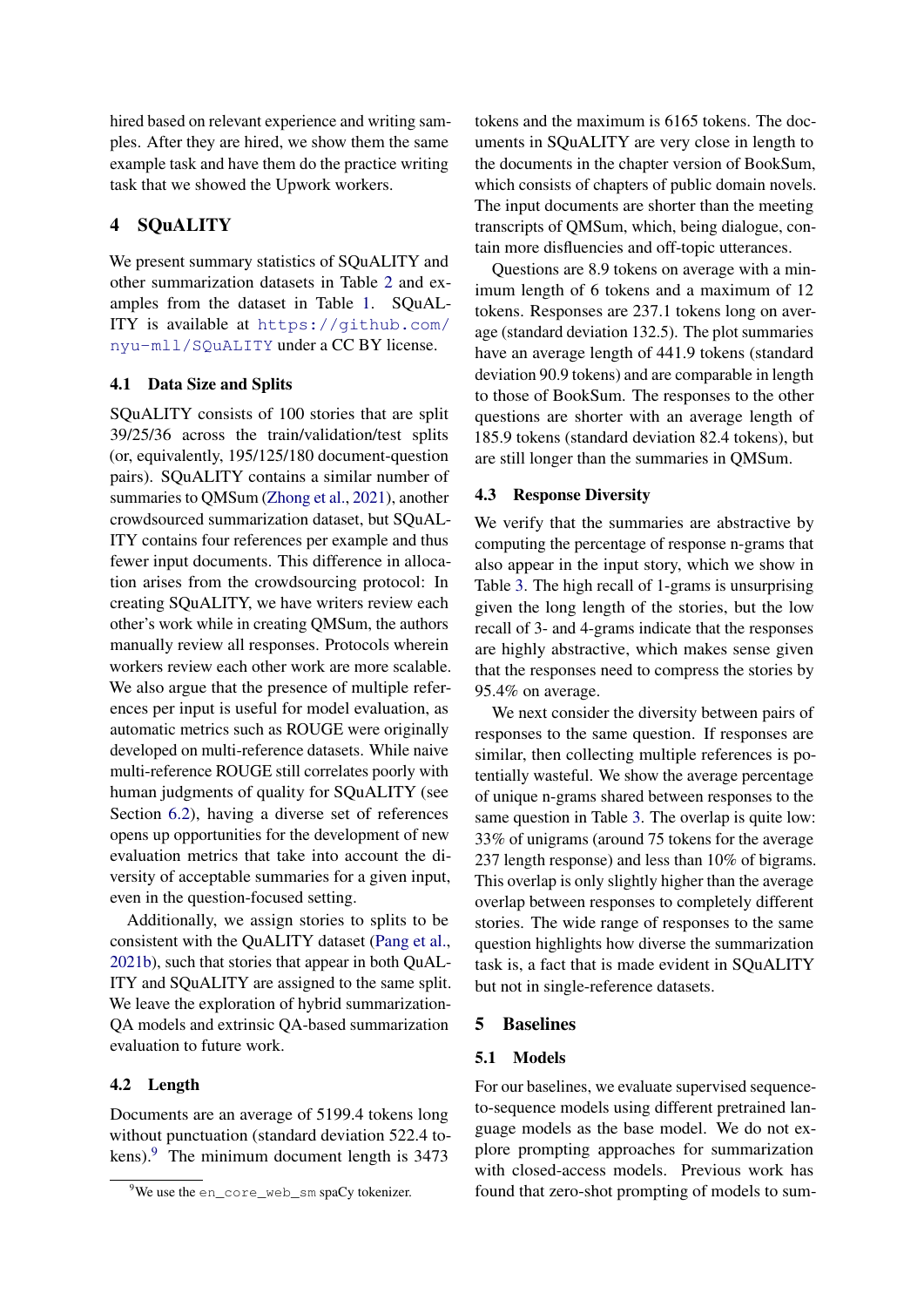hired based on relevant experience and writing samples. After they are hired, we show them the same example task and have them do the practice writing task that we showed the Upwork workers.

# 4 SQuALITY

We present summary statistics of SQuALITY and other summarization datasets in Table 2 and examples from the dataset in Table 1. SQuALITY is available at https://github.com/nyu-mll/SQuALITY under a CC BY license.

## 4.1 Data Size and Splits

SQuALITY consists of 100 stories that are split 39/25/36 across the train/validation/test splits (or, equivalently, 195/125/180 document-question pairs). SQuALITY contains a similar number of summaries to QMSum (Zhong et al., 2021), another crowdsourced summarization dataset, but SQuALITY contains four references per example and thus fewer input documents. This difference in allocation arises from the crowdsourcing protocol: In creating SQuALITY, we have writers review each other's work while in creating QMSum, the authors manually review all responses. Protocols wherein workers review each other work are more scalable. We also argue that the presence of multiple references per input is useful for model evaluation, as automatic metrics such as ROUGE were originally developed on multi-reference datasets. While naive multi-reference ROUGE still correlates poorly with human judgments of quality for SQuALITY (see Section 6.2), having a diverse set of references opens up opportunities for the development of new evaluation metrics that take into account the diversity of acceptable summaries for a given input, even in the question-focused setting.

Additionally, we assign stories to splits to be consistent with the QuALITY dataset (Pang et al., 2021b), such that stories that appear in both QuALITY and SQuALITY are assigned to the same split. We leave the exploration of hybrid summarization-QA models and extrinsic QA-based summarization evaluation to future work.

## 4.2 Length

Documents are an average of 5199.4 tokens long without punctuation (standard deviation 522.4 tokens).[9] The minimum document length is 3473 tokens and the maximum is 6165 tokens. The documents in SQuALITY are very close in length to the documents in the chapter version of BookSum, which consists of chapters of public domain novels. The input documents are shorter than the meeting transcripts of QMSum, which, being dialogue, contain more disfluencies and off-topic utterances.

Questions are 8.9 tokens on average with a minimum length of 6 tokens and a maximum of 12 tokens. Responses are 237.1 tokens long on average (standard deviation 132.5). The plot summaries have an average length of 441.9 tokens (standard deviation 90.9 tokens) and are comparable in length to those of BookSum. The responses to the other questions are shorter with an average length of 185.9 tokens (standard deviation 82.4 tokens), but are still longer than the summaries in QMSum.

## 4.3 Response Diversity

We verify that the summaries are abstractive by computing the percentage of response n-grams that also appear in the input story, which we show in Table 3. The high recall of 1-grams is unsurprising given the long length of the stories, but the low recall of 3- and 4-grams indicate that the responses are highly abstractive, which makes sense given that the responses need to compress the stories by 95.4% on average.

We next consider the diversity between pairs of responses to the same question. If responses are similar, then collecting multiple references is potentially wasteful. We show the average percentage of unique n-grams shared between responses to the same question in Table 3. The overlap is quite low: 33% of unigrams (around 75 tokens for the average 237 length response) and less than 10% of bigrams. This overlap is only slightly higher than the average overlap between responses to completely different stories. The wide range of responses to the same question highlights how diverse the summarization task is, a fact that is made evident in SQuALITY but not in single-reference datasets.

# 5 Baselines

## 5.1 Models

For our baselines, we evaluate supervised sequence-to-sequence models using different pretrained language models as the base model. We do not explore prompting approaches for summarization with closed-access models. Previous work has found that zero-shot prompting of models to sum-

[9] We use the en_core_web_sm spaCy tokenizer.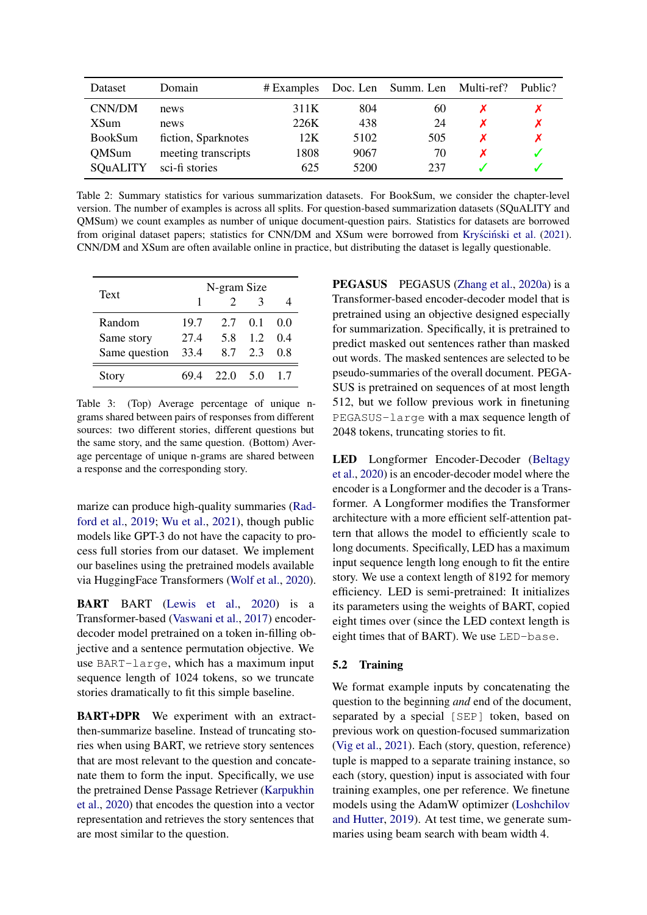| Dataset | Domain | # Examples | Doc. Len | Summ. Len | Multi-ref? | Public? |
|---|---|---|---|---|---|---|
| CNN/DM | news | 311K | 804 | 60 | ✗ | ✗ |
| XSum | news | 226K | 438 | 24 | ✗ | ✗ |
| BookSum | fiction, Sparknotes | 12K | 5102 | 505 | ✗ | ✗ |
| QMSum | meeting transcripts | 1808 | 9067 | 70 | ✗ | ✓ |
| SQuALITY | sci-fi stories | 625 | 5200 | 237 | ✓ | ✓ |

Table 2: Summary statistics for various summarization datasets. For BookSum, we consider the chapter-level version. The number of examples is across all splits. For question-based summarization datasets (SQuALITY and QMSum) we count examples as number of unique document-question pairs. Statistics for datasets are borrowed from original dataset papers; statistics for CNN/DM and XSum were borrowed from Kryściński et al. (2021). CNN/DM and XSum are often available online in practice, but distributing the dataset is legally questionable.

| Text | N-gram Size | | | |
|---|---|---|---|---|
| | 1 | 2 | 3 | 4 |
| Random | 19.7 | 2.7 | 0.1 | 0.0 |
| Same story | 27.4 | 5.8 | 1.2 | 0.4 |
| Same question | 33.4 | 8.7 | 2.3 | 0.8 |
| Story | 69.4 | 22.0 | 5.0 | 1.7 |

Table 3: (Top) Average percentage of unique n-grams shared between pairs of responses from different sources: two different stories, different questions but the same story, and the same question. (Bottom) Average percentage of unique n-grams are shared between a response and the corresponding story.

marize can produce high-quality summaries (Radford et al., 2019; Wu et al., 2021), though public models like GPT-3 do not have the capacity to process full stories from our dataset. We implement our baselines using the pretrained models available via HuggingFace Transformers (Wolf et al., 2020).

**BART** BART (Lewis et al., 2020) is a Transformer-based (Vaswani et al., 2017) encoder-decoder model pretrained on a token in-filling objective and a sentence permutation objective. We use `BART-large`, which has a maximum input sequence length of 1024 tokens, so we truncate stories dramatically to fit this simple baseline.

**BART+DPR** We experiment with an extract-then-summarize baseline. Instead of truncating stories when using BART, we retrieve story sentences that are most relevant to the question and concatenate them to form the input. Specifically, we use the pretrained Dense Passage Retriever (Karpukhin et al., 2020) that encodes the question into a vector representation and retrieves the story sentences that are most similar to the question.

**PEGASUS** PEGASUS (Zhang et al., 2020a) is a Transformer-based encoder-decoder model that is pretrained using an objective designed especially for summarization. Specifically, it is pretrained to predict masked out sentences rather than masked out words. The masked sentences are selected to be pseudo-summaries of the overall document. PEGASUS is pretrained on sequences of at most length 512, but we follow previous work in finetuning `PEGASUS-large` with a max sequence length of 2048 tokens, truncating stories to fit.

**LED** Longformer Encoder-Decoder (Beltagy et al., 2020) is an encoder-decoder model where the encoder is a Longformer and the decoder is a Transformer. A Longformer modifies the Transformer architecture with a more efficient self-attention pattern that allows the model to efficiently scale to long documents. Specifically, LED has a maximum input sequence length long enough to fit the entire story. We use a context length of 8192 for memory efficiency. LED is semi-pretrained: It initializes its parameters using the weights of BART, copied eight times over (since the LED context length is eight times that of BART). We use `LED-base`.

## 5.2 Training

We format example inputs by concatenating the question to the beginning *and* end of the document, separated by a special `[SEP]` token, based on previous work on question-focused summarization (Vig et al., 2021). Each (story, question, reference) tuple is mapped to a separate training instance, so each (story, question) input is associated with four training examples, one per reference. We finetune models using the AdamW optimizer (Loshchilov and Hutter, 2019). At test time, we generate summaries using beam search with beam width 4.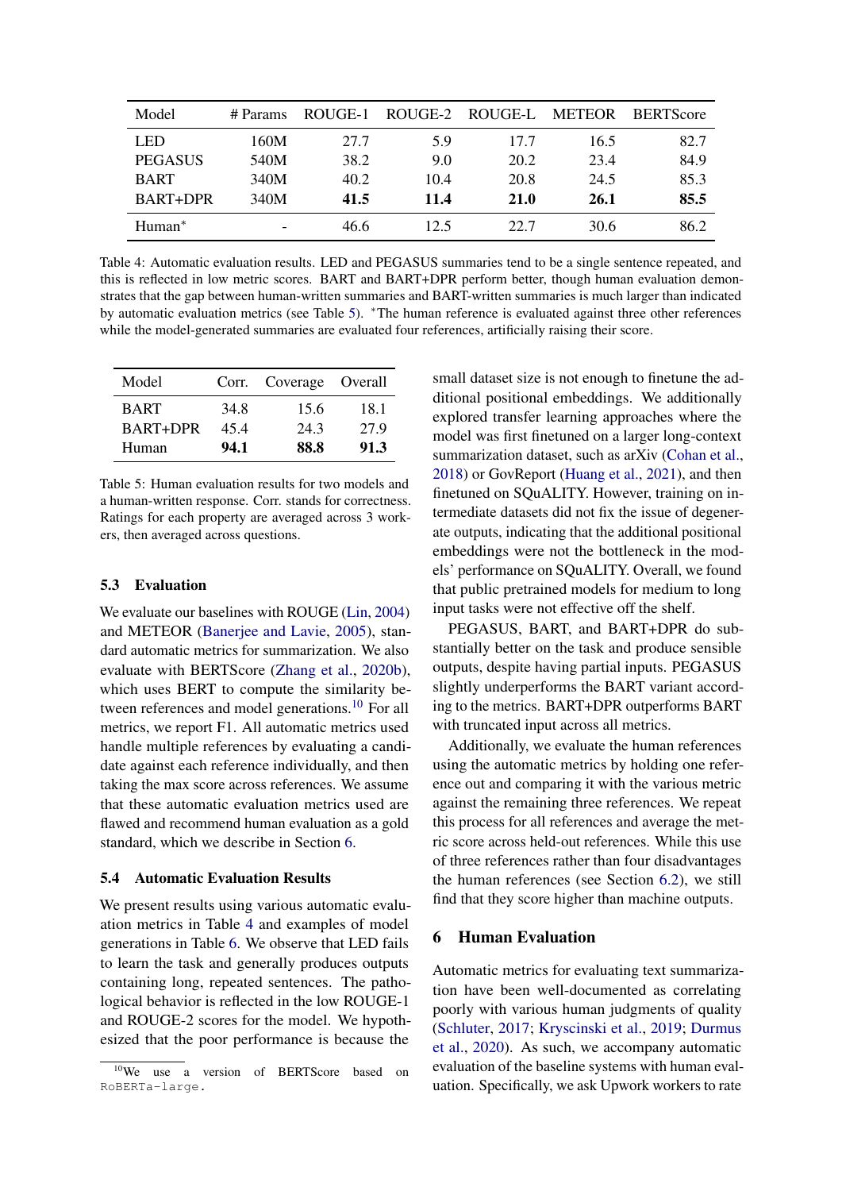| Model | # Params | ROUGE-1 | ROUGE-2 | ROUGE-L | METEOR | BERTScore |
|---|---|---|---|---|---|---|
| LED | 160M | 27.7 | 5.9 | 17.7 | 16.5 | 82.7 |
| PEGASUS | 540M | 38.2 | 9.0 | 20.2 | 23.4 | 84.9 |
| BART | 340M | 40.2 | 10.4 | 20.8 | 24.5 | 85.3 |
| BART+DPR | 340M | **41.5** | **11.4** | **21.0** | **26.1** | **85.5** |
| Human* | - | 46.6 | 12.5 | 22.7 | 30.6 | 86.2 |

Table 4: Automatic evaluation results. LED and PEGASUS summaries tend to be a single sentence repeated, and this is reflected in low metric scores. BART and BART+DPR perform better, though human evaluation demonstrates that the gap between human-written summaries and BART-written summaries is much larger than indicated by automatic evaluation metrics (see Table 5). *The human reference is evaluated against three other references while the model-generated summaries are evaluated four references, artificially raising their score.

| Model | Corr. | Coverage | Overall |
|---|---|---|---|
| BART | 34.8 | 15.6 | 18.1 |
| BART+DPR | 45.4 | 24.3 | 27.9 |
| Human | **94.1** | **88.8** | **91.3** |

Table 5: Human evaluation results for two models and a human-written response. Corr. stands for correctness. Ratings for each property are averaged across 3 workers, then averaged across questions.

### 5.3 Evaluation

We evaluate our baselines with ROUGE (Lin, 2004) and METEOR (Banerjee and Lavie, 2005), standard automatic metrics for summarization. We also evaluate with BERTScore (Zhang et al., 2020b), which uses BERT to compute the similarity between references and model generations.[10] For all metrics, we report F1. All automatic metrics used handle multiple references by evaluating a candidate against each reference individually, and then taking the max score across references. We assume that these automatic evaluation metrics used are flawed and recommend human evaluation as a gold standard, which we describe in Section 6.

### 5.4 Automatic Evaluation Results

We present results using various automatic evaluation metrics in Table 4 and examples of model generations in Table 6. We observe that LED fails to learn the task and generally produces outputs containing long, repeated sentences. The pathological behavior is reflected in the low ROUGE-1 and ROUGE-2 scores for the model. We hypothesized that the poor performance is because the small dataset size is not enough to finetune the additional positional embeddings. We additionally explored transfer learning approaches where the model was first finetuned on a larger long-context summarization dataset, such as arXiv (Cohan et al., 2018) or GovReport (Huang et al., 2021), and then finetuned on SQuALITY. However, training on intermediate datasets did not fix the issue of degenerate outputs, indicating that the additional positional embeddings were not the bottleneck in the models' performance on SQuALITY. Overall, we found that public pretrained models for medium to long input tasks were not effective off the shelf.

PEGASUS, BART, and BART+DPR do substantially better on the task and produce sensible outputs, despite having partial inputs. PEGASUS slightly underperforms the BART variant according to the metrics. BART+DPR outperforms BART with truncated input across all metrics.

Additionally, we evaluate the human references using the automatic metrics by holding one reference out and comparing it with the various metric against the remaining three references. We repeat this process for all references and average the metric score across held-out references. While this use of three references rather than four disadvantages the human references (see Section 6.2), we still find that they score higher than machine outputs.

## 6 Human Evaluation

Automatic metrics for evaluating text summarization have been well-documented as correlating poorly with various human judgments of quality (Schluter, 2017; Kryscinski et al., 2019; Durmus et al., 2020). As such, we accompany automatic evaluation of the baseline systems with human evaluation. Specifically, we ask Upwork workers to rate

[10] We use a version of BERTScore based on `RoBERTa-large`.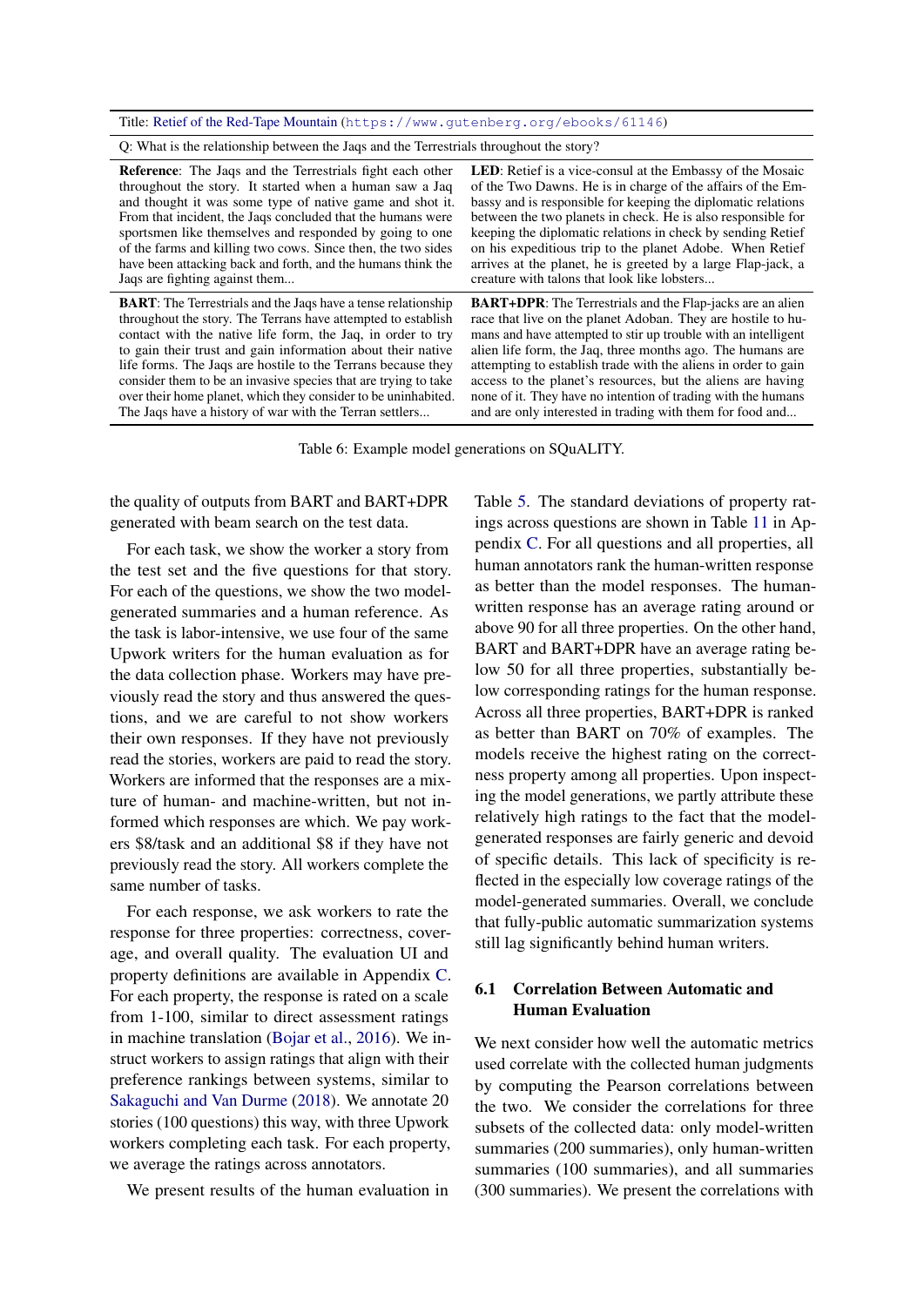| Title: Retief of the Red-Tape Mountain (https://www.gutenberg.org/ebooks/61146) | |
|---|---|
| Q: What is the relationship between the Jaqs and the Terrestrials throughout the story? | |
| **Reference**: The Jaqs and the Terrestrials fight each other throughout the story. It started when a human saw a Jaq and thought it was some type of native game and shot it. From that incident, the Jaqs concluded that the humans were sportsmen like themselves and responded by going to one of the farms and killing two cows. Since then, the two sides have been attacking back and forth, and the humans think the Jaqs are fighting against them... | **LED**: Retief is a vice-consul at the Embassy of the Mosaic of the Two Dawns. He is in charge of the affairs of the Embassy and is responsible for keeping the diplomatic relations between the two planets in check. He is also responsible for keeping the diplomatic relations in check by sending Retief on his expeditious trip to the planet Adobe. When Retief arrives at the planet, he is greeted by a large Flap-jack, a creature with talons that look like lobsters... |
| **BART**: The Terrestrials and the Jaqs have a tense relationship throughout the story. The Terrans have attempted to establish contact with the native life form, the Jaq, in order to try to gain their trust and gain information about their native life forms. The Jaqs are hostile to the Terrans because they consider them to be an invasive species that are trying to take over their home planet, which they consider to be uninhabited. The Jaqs have a history of war with the Terran settlers... | **BART+DPR**: The Terrestrials and the Flap-jacks are an alien race that live on the planet Adoban. They are hostile to humans and have attempted to stir up trouble with an intelligent alien life form, the Jaq, three months ago. The humans are attempting to establish trade with the aliens in order to gain access to the planet's resources, but the aliens are having none of it. They have no intention of trading with the humans and are only interested in trading with them for food and... |

Table 6: Example model generations on SQuALITY.

the quality of outputs from BART and BART+DPR generated with beam search on the test data.

For each task, we show the worker a story from the test set and the five questions for that story. For each of the questions, we show the two model-generated summaries and a human reference. As the task is labor-intensive, we use four of the same Upwork writers for the human evaluation as for the data collection phase. Workers may have previously read the story and thus answered the questions, and we are careful to not show workers their own responses. If they have not previously read the stories, workers are paid to read the story. Workers are informed that the responses are a mixture of human- and machine-written, but not informed which responses are which. We pay workers \$8/task and an additional \$8 if they have not previously read the story. All workers complete the same number of tasks.

For each response, we ask workers to rate the response for three properties: correctness, coverage, and overall quality. The evaluation UI and property definitions are available in Appendix C. For each property, the response is rated on a scale from 1-100, similar to direct assessment ratings in machine translation (Bojar et al., 2016). We instruct workers to assign ratings that align with their preference rankings between systems, similar to Sakaguchi and Van Durme (2018). We annotate 20 stories (100 questions) this way, with three Upwork workers completing each task. For each property, we average the ratings across annotators.

We present results of the human evaluation in Table 5. The standard deviations of property ratings across questions are shown in Table 11 in Appendix C. For all questions and all properties, all human annotators rank the human-written response as better than the model responses. The human-written response has an average rating around or above 90 for all three properties. On the other hand, BART and BART+DPR have an average rating below 50 for all three properties, substantially below corresponding ratings for the human response. Across all three properties, BART+DPR is ranked as better than BART on 70% of examples. The models receive the highest rating on the correctness property among all properties. Upon inspecting the model generations, we partly attribute these relatively high ratings to the fact that the model-generated responses are fairly generic and devoid of specific details. This lack of specificity is reflected in the especially low coverage ratings of the model-generated summaries. Overall, we conclude that fully-public automatic summarization systems still lag significantly behind human writers.

### 6.1 Correlation Between Automatic and Human Evaluation

We next consider how well the automatic metrics used correlate with the collected human judgments by computing the Pearson correlations between the two. We consider the correlations for three subsets of the collected data: only model-written summaries (200 summaries), only human-written summaries (100 summaries), and all summaries (300 summaries). We present the correlations with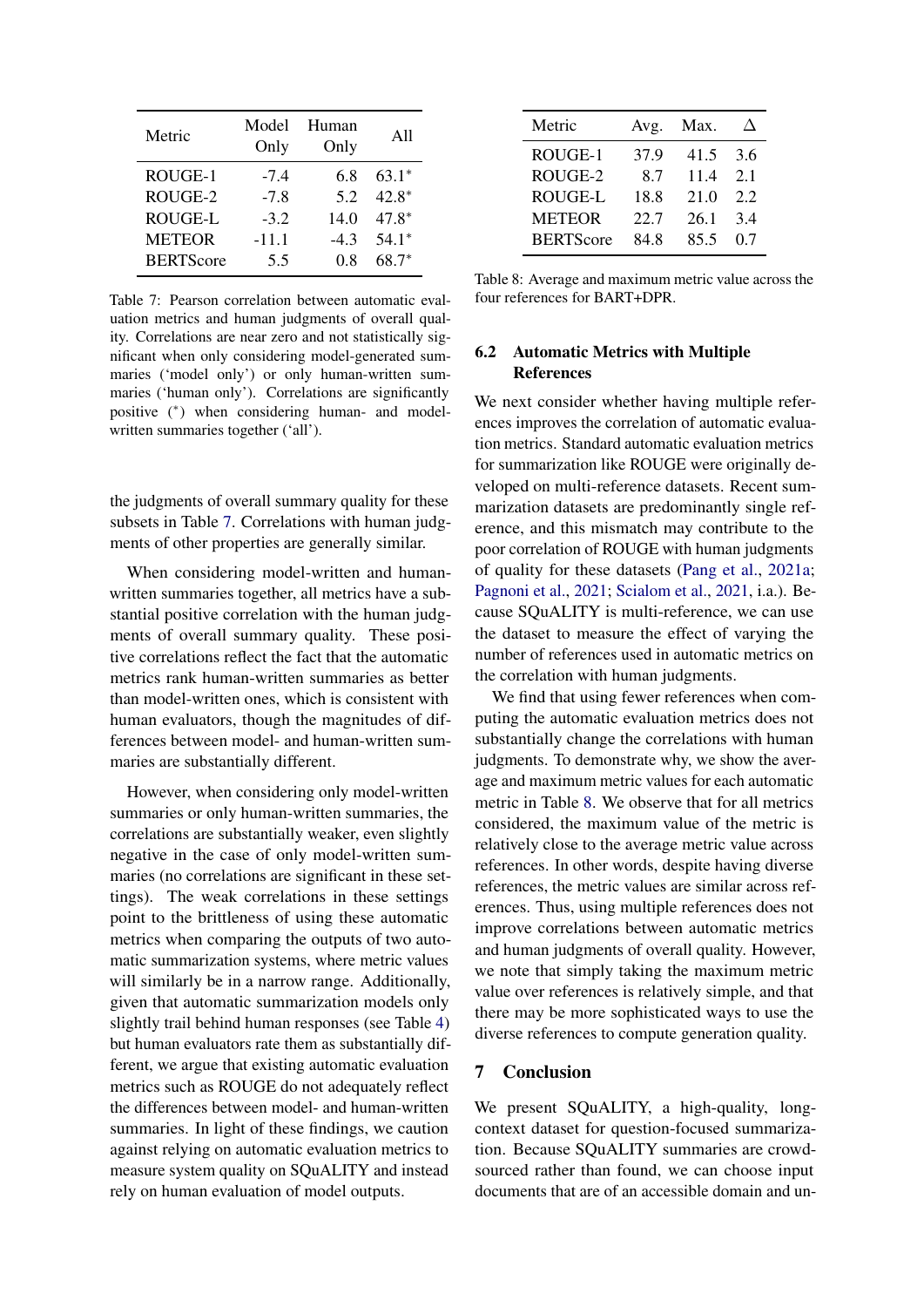| Metric | Model Only | Human Only | All |
|---|---|---|---|
| ROUGE-1 | -7.4 | 6.8 | 63.1* |
| ROUGE-2 | -7.8 | 5.2 | 42.8* |
| ROUGE-L | -3.2 | 14.0 | 47.8* |
| METEOR | -11.1 | -4.3 | 54.1* |
| BERTScore | 5.5 | 0.8 | 68.7* |

Table 7: Pearson correlation between automatic evaluation metrics and human judgments of overall quality. Correlations are near zero and not statistically significant when only considering model-generated summaries ('model only') or only human-written summaries ('human only'). Correlations are significantly positive (*) when considering human- and model-written summaries together ('all').

the judgments of overall summary quality for these subsets in Table 7. Correlations with human judgments of other properties are generally similar.

When considering model-written and human-written summaries together, all metrics have a substantial positive correlation with the human judgments of overall summary quality. These positive correlations reflect the fact that the automatic metrics rank human-written summaries as better than model-written ones, which is consistent with human evaluators, though the magnitudes of differences between model- and human-written summaries are substantially different.

However, when considering only model-written summaries or only human-written summaries, the correlations are substantially weaker, even slightly negative in the case of only model-written summaries (no correlations are significant in these settings). The weak correlations in these settings point to the brittleness of using these automatic metrics when comparing the outputs of two automatic summarization systems, where metric values will similarly be in a narrow range. Additionally, given that automatic summarization models only slightly trail behind human responses (see Table 4) but human evaluators rate them as substantially different, we argue that existing automatic evaluation metrics such as ROUGE do not adequately reflect the differences between model- and human-written summaries. In light of these findings, we caution against relying on automatic evaluation metrics to measure system quality on SQuALITY and instead rely on human evaluation of model outputs.

| Metric | Avg. | Max. | $\Delta$ |
|---|---|---|---|
| ROUGE-1 | 37.9 | 41.5 | 3.6 |
| ROUGE-2 | 8.7 | 11.4 | 2.1 |
| ROUGE-L | 18.8 | 21.0 | 2.2 |
| METEOR | 22.7 | 26.1 | 3.4 |
| BERTScore | 84.8 | 85.5 | 0.7 |

Table 8: Average and maximum metric value across the four references for BART+DPR.

### 6.2 Automatic Metrics with Multiple References

We next consider whether having multiple references improves the correlation of automatic evaluation metrics. Standard automatic evaluation metrics for summarization like ROUGE were originally developed on multi-reference datasets. Recent summarization datasets are predominantly single reference, and this mismatch may contribute to the poor correlation of ROUGE with human judgments of quality for these datasets (Pang et al., 2021a; Pagnoni et al., 2021; Scialom et al., 2021, i.a.). Because SQuALITY is multi-reference, we can use the dataset to measure the effect of varying the number of references used in automatic metrics on the correlation with human judgments.

We find that using fewer references when computing the automatic evaluation metrics does not substantially change the correlations with human judgments. To demonstrate why, we show the average and maximum metric values for each automatic metric in Table 8. We observe that for all metrics considered, the maximum value of the metric is relatively close to the average metric value across references. In other words, despite having diverse references, the metric values are similar across references. Thus, using multiple references does not improve correlations between automatic metrics and human judgments of overall quality. However, we note that simply taking the maximum metric value over references is relatively simple, and that there may be more sophisticated ways to use the diverse references to compute generation quality.

## 7 Conclusion

We present SQuALITY, a high-quality, long-context dataset for question-focused summarization. Because SQuALITY summaries are crowdsourced rather than found, we can choose input documents that are of an accessible domain and un-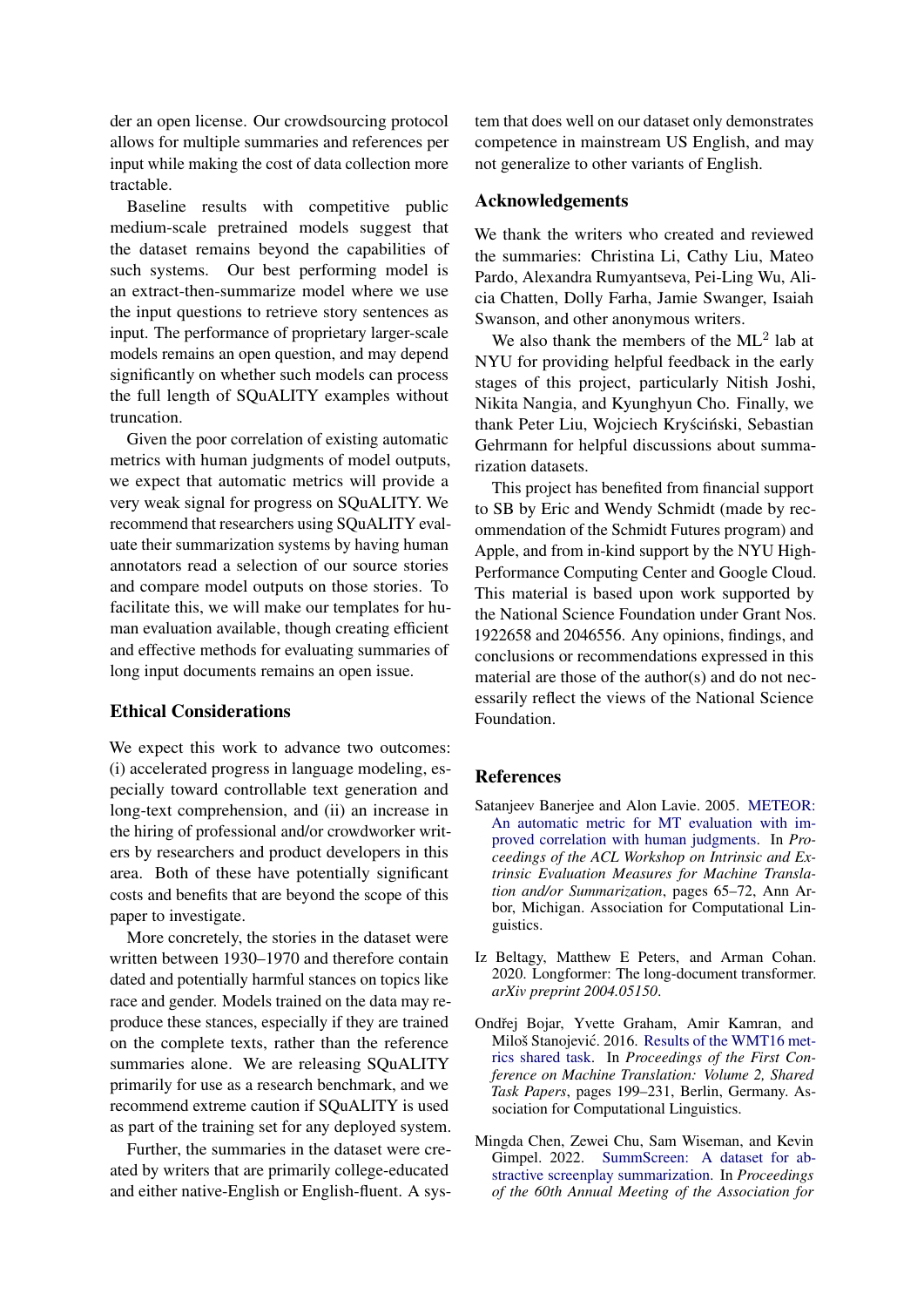der an open license. Our crowdsourcing protocol allows for multiple summaries and references per input while making the cost of data collection more tractable.

Baseline results with competitive public medium-scale pretrained models suggest that the dataset remains beyond the capabilities of such systems. Our best performing model is an extract-then-summarize model where we use the input questions to retrieve story sentences as input. The performance of proprietary larger-scale models remains an open question, and may depend significantly on whether such models can process the full length of SQuALITY examples without truncation.

Given the poor correlation of existing automatic metrics with human judgments of model outputs, we expect that automatic metrics will provide a very weak signal for progress on SQuALITY. We recommend that researchers using SQuALITY evaluate their summarization systems by having human annotators read a selection of our source stories and compare model outputs on those stories. To facilitate this, we will make our templates for human evaluation available, though creating efficient and effective methods for evaluating summaries of long input documents remains an open issue.

## Ethical Considerations

We expect this work to advance two outcomes: (i) accelerated progress in language modeling, especially toward controllable text generation and long-text comprehension, and (ii) an increase in the hiring of professional and/or crowdworker writers by researchers and product developers in this area. Both of these have potentially significant costs and benefits that are beyond the scope of this paper to investigate.

More concretely, the stories in the dataset were written between 1930–1970 and therefore contain dated and potentially harmful stances on topics like race and gender. Models trained on the data may reproduce these stances, especially if they are trained on the complete texts, rather than the reference summaries alone. We are releasing SQuALITY primarily for use as a research benchmark, and we recommend extreme caution if SQuALITY is used as part of the training set for any deployed system.

Further, the summaries in the dataset were created by writers that are primarily college-educated and either native-English or English-fluent. A system that does well on our dataset only demonstrates competence in mainstream US English, and may not generalize to other variants of English.

## Acknowledgements

We thank the writers who created and reviewed the summaries: Christina Li, Cathy Liu, Mateo Pardo, Alexandra Rumyantseva, Pei-Ling Wu, Alicia Chatten, Dolly Farha, Jamie Swanger, Isaiah Swanson, and other anonymous writers.

We also thank the members of the ML$^2$ lab at NYU for providing helpful feedback in the early stages of this project, particularly Nitish Joshi, Nikita Nangia, and Kyunghyun Cho. Finally, we thank Peter Liu, Wojciech Kryściński, Sebastian Gehrmann for helpful discussions about summarization datasets.

This project has benefited from financial support to SB by Eric and Wendy Schmidt (made by recommendation of the Schmidt Futures program) and Apple, and from in-kind support by the NYU High-Performance Computing Center and Google Cloud. This material is based upon work supported by the National Science Foundation under Grant Nos. 1922658 and 2046556. Any opinions, findings, and conclusions or recommendations expressed in this material are those of the author(s) and do not necessarily reflect the views of the National Science Foundation.

## References

Satanjeev Banerjee and Alon Lavie. 2005. METEOR: An automatic metric for MT evaluation with improved correlation with human judgments. In *Proceedings of the ACL Workshop on Intrinsic and Extrinsic Evaluation Measures for Machine Translation and/or Summarization*, pages 65–72, Ann Arbor, Michigan. Association for Computational Linguistics.

Iz Beltagy, Matthew E Peters, and Arman Cohan. 2020. Longformer: The long-document transformer. *arXiv preprint 2004.05150*.

Ondřej Bojar, Yvette Graham, Amir Kamran, and Miloš Stanojević. 2016. Results of the WMT16 metrics shared task. In *Proceedings of the First Conference on Machine Translation: Volume 2, Shared Task Papers*, pages 199–231, Berlin, Germany. Association for Computational Linguistics.

Mingda Chen, Zewei Chu, Sam Wiseman, and Kevin Gimpel. 2022. SummScreen: A dataset for abstractive screenplay summarization. In *Proceedings of the 60th Annual Meeting of the Association for*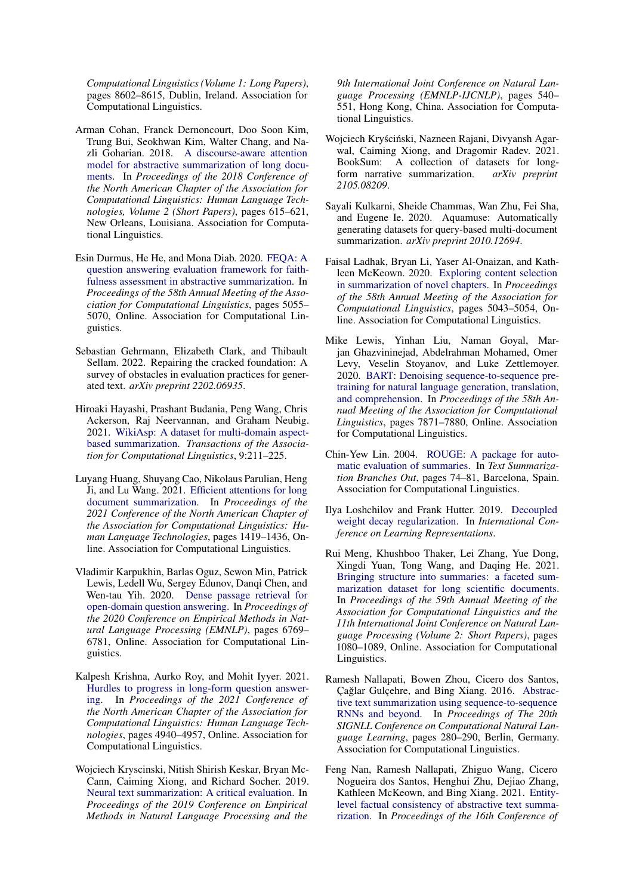*Computational Linguistics (Volume 1: Long Papers)*, pages 8602–8615, Dublin, Ireland. Association for Computational Linguistics.

Arman Cohan, Franck Dernoncourt, Doo Soon Kim, Trung Bui, Seokhwan Kim, Walter Chang, and Nazli Goharian. 2018. A discourse-aware attention model for abstractive summarization of long documents. In *Proceedings of the 2018 Conference of the North American Chapter of the Association for Computational Linguistics: Human Language Technologies, Volume 2 (Short Papers)*, pages 615–621, New Orleans, Louisiana. Association for Computational Linguistics.

Esin Durmus, He He, and Mona Diab. 2020. FEQA: A question answering evaluation framework for faithfulness assessment in abstractive summarization. In *Proceedings of the 58th Annual Meeting of the Association for Computational Linguistics*, pages 5055–5070, Online. Association for Computational Linguistics.

Sebastian Gehrmann, Elizabeth Clark, and Thibault Sellam. 2022. Repairing the cracked foundation: A survey of obstacles in evaluation practices for generated text. *arXiv preprint 2202.06935*.

Hiroaki Hayashi, Prashant Budania, Peng Wang, Chris Ackerson, Raj Neervannan, and Graham Neubig. 2021. WikiAsp: A dataset for multi-domain aspect-based summarization. *Transactions of the Association for Computational Linguistics*, 9:211–225.

Luyang Huang, Shuyang Cao, Nikolaus Parulian, Heng Ji, and Lu Wang. 2021. Efficient attentions for long document summarization. In *Proceedings of the 2021 Conference of the North American Chapter of the Association for Computational Linguistics: Human Language Technologies*, pages 1419–1436, Online. Association for Computational Linguistics.

Vladimir Karpukhin, Barlas Oguz, Sewon Min, Patrick Lewis, Ledell Wu, Sergey Edunov, Danqi Chen, and Wen-tau Yih. 2020. Dense passage retrieval for open-domain question answering. In *Proceedings of the 2020 Conference on Empirical Methods in Natural Language Processing (EMNLP)*, pages 6769–6781, Online. Association for Computational Linguistics.

Kalpesh Krishna, Aurko Roy, and Mohit Iyyer. 2021. Hurdles to progress in long-form question answering. In *Proceedings of the 2021 Conference of the North American Chapter of the Association for Computational Linguistics: Human Language Technologies*, pages 4940–4957, Online. Association for Computational Linguistics.

Wojciech Kryscinski, Nitish Shirish Keskar, Bryan McCann, Caiming Xiong, and Richard Socher. 2019. Neural text summarization: A critical evaluation. In *Proceedings of the 2019 Conference on Empirical Methods in Natural Language Processing and the 9th International Joint Conference on Natural Language Processing (EMNLP-IJCNLP)*, pages 540–551, Hong Kong, China. Association for Computational Linguistics.

Wojciech Kryściński, Nazneen Rajani, Divyansh Agarwal, Caiming Xiong, and Dragomir Radev. 2021. BookSum: A collection of datasets for long-form narrative summarization. *arXiv preprint 2105.08209*.

Sayali Kulkarni, Sheide Chammas, Wan Zhu, Fei Sha, and Eugene Ie. 2020. Aquamuse: Automatically generating datasets for query-based multi-document summarization. *arXiv preprint 2010.12694*.

Faisal Ladhak, Bryan Li, Yaser Al-Onaizan, and Kathleen McKeown. 2020. Exploring content selection in summarization of novel chapters. In *Proceedings of the 58th Annual Meeting of the Association for Computational Linguistics*, pages 5043–5054, Online. Association for Computational Linguistics.

Mike Lewis, Yinhan Liu, Naman Goyal, Marjan Ghazvininejad, Abdelrahman Mohamed, Omer Levy, Veselin Stoyanov, and Luke Zettlemoyer. 2020. BART: Denoising sequence-to-sequence pre-training for natural language generation, translation, and comprehension. In *Proceedings of the 58th Annual Meeting of the Association for Computational Linguistics*, pages 7871–7880, Online. Association for Computational Linguistics.

Chin-Yew Lin. 2004. ROUGE: A package for automatic evaluation of summaries. In *Text Summarization Branches Out*, pages 74–81, Barcelona, Spain. Association for Computational Linguistics.

Ilya Loshchilov and Frank Hutter. 2019. Decoupled weight decay regularization. In *International Conference on Learning Representations*.

Rui Meng, Khushboo Thaker, Lei Zhang, Yue Dong, Xingdi Yuan, Tong Wang, and Daqing He. 2021. Bringing structure into summaries: a faceted summarization dataset for long scientific documents. In *Proceedings of the 59th Annual Meeting of the Association for Computational Linguistics and the 11th International Joint Conference on Natural Language Processing (Volume 2: Short Papers)*, pages 1080–1089, Online. Association for Computational Linguistics.

Ramesh Nallapati, Bowen Zhou, Cicero dos Santos, Çağlar Gulçehre, and Bing Xiang. 2016. Abstractive text summarization using sequence-to-sequence RNNs and beyond. In *Proceedings of The 20th SIGNLL Conference on Computational Natural Language Learning*, pages 280–290, Berlin, Germany. Association for Computational Linguistics.

Feng Nan, Ramesh Nallapati, Zhiguo Wang, Cicero Nogueira dos Santos, Henghui Zhu, Dejiao Zhang, Kathleen McKeown, and Bing Xiang. 2021. Entity-level factual consistency of abstractive text summarization. In *Proceedings of the 16th Conference of*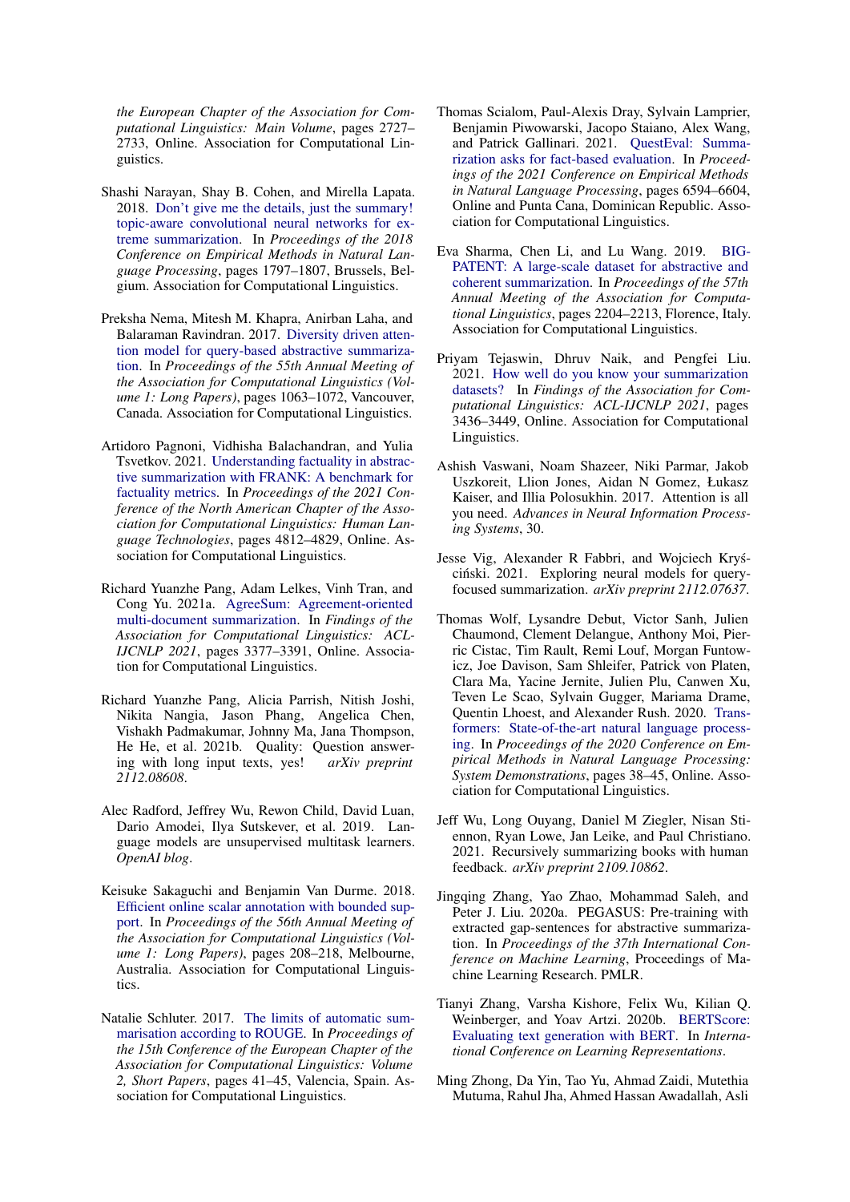the European Chapter of the Association for Computational Linguistics: Main Volume*, pages 2727–2733, Online. Association for Computational Linguistics.

Shashi Narayan, Shay B. Cohen, and Mirella Lapata. 2018. Don't give me the details, just the summary! topic-aware convolutional neural networks for extreme summarization. In *Proceedings of the 2018 Conference on Empirical Methods in Natural Language Processing*, pages 1797–1807, Brussels, Belgium. Association for Computational Linguistics.

Preksha Nema, Mitesh M. Khapra, Anirban Laha, and Balaraman Ravindran. 2017. Diversity driven attention model for query-based abstractive summarization. In *Proceedings of the 55th Annual Meeting of the Association for Computational Linguistics (Volume 1: Long Papers)*, pages 1063–1072, Vancouver, Canada. Association for Computational Linguistics.

Artidoro Pagnoni, Vidhisha Balachandran, and Yulia Tsvetkov. 2021. Understanding factuality in abstractive summarization with FRANK: A benchmark for factuality metrics. In *Proceedings of the 2021 Conference of the North American Chapter of the Association for Computational Linguistics: Human Language Technologies*, pages 4812–4829, Online. Association for Computational Linguistics.

Richard Yuanzhe Pang, Adam Lelkes, Vinh Tran, and Cong Yu. 2021a. AgreeSum: Agreement-oriented multi-document summarization. In *Findings of the Association for Computational Linguistics: ACL-IJCNLP 2021*, pages 3377–3391, Online. Association for Computational Linguistics.

Richard Yuanzhe Pang, Alicia Parrish, Nitish Joshi, Nikita Nangia, Jason Phang, Angelica Chen, Vishakh Padmakumar, Johnny Ma, Jana Thompson, He He, et al. 2021b. Quality: Question answering with long input texts, yes! *arXiv preprint 2112.08608*.

Alec Radford, Jeffrey Wu, Rewon Child, David Luan, Dario Amodei, Ilya Sutskever, et al. 2019. Language models are unsupervised multitask learners. *OpenAI blog*.

Keisuke Sakaguchi and Benjamin Van Durme. 2018. Efficient online scalar annotation with bounded support. In *Proceedings of the 56th Annual Meeting of the Association for Computational Linguistics (Volume 1: Long Papers)*, pages 208–218, Melbourne, Australia. Association for Computational Linguistics.

Natalie Schluter. 2017. The limits of automatic summarisation according to ROUGE. In *Proceedings of the 15th Conference of the European Chapter of the Association for Computational Linguistics: Volume 2, Short Papers*, pages 41–45, Valencia, Spain. Association for Computational Linguistics.

Thomas Scialom, Paul-Alexis Dray, Sylvain Lamprier, Benjamin Piwowarski, Jacopo Staiano, Alex Wang, and Patrick Gallinari. 2021. QuestEval: Summarization asks for fact-based evaluation. In *Proceedings of the 2021 Conference on Empirical Methods in Natural Language Processing*, pages 6594–6604, Online and Punta Cana, Dominican Republic. Association for Computational Linguistics.

Eva Sharma, Chen Li, and Lu Wang. 2019. BIGPATENT: A large-scale dataset for abstractive and coherent summarization. In *Proceedings of the 57th Annual Meeting of the Association for Computational Linguistics*, pages 2204–2213, Florence, Italy. Association for Computational Linguistics.

Priyam Tejaswin, Dhruv Naik, and Pengfei Liu. 2021. How well do you know your summarization datasets? In *Findings of the Association for Computational Linguistics: ACL-IJCNLP 2021*, pages 3436–3449, Online. Association for Computational Linguistics.

Ashish Vaswani, Noam Shazeer, Niki Parmar, Jakob Uszkoreit, Llion Jones, Aidan N Gomez, Łukasz Kaiser, and Illia Polosukhin. 2017. Attention is all you need. *Advances in Neural Information Processing Systems*, 30.

Jesse Vig, Alexander R Fabbri, and Wojciech Kryściński. 2021. Exploring neural models for query-focused summarization. *arXiv preprint 2112.07637*.

Thomas Wolf, Lysandre Debut, Victor Sanh, Julien Chaumond, Clement Delangue, Anthony Moi, Pierric Cistac, Tim Rault, Remi Louf, Morgan Funtowicz, Joe Davison, Sam Shleifer, Patrick von Platen, Clara Ma, Yacine Jernite, Julien Plu, Canwen Xu, Teven Le Scao, Sylvain Gugger, Mariama Drame, Quentin Lhoest, and Alexander Rush. 2020. Transformers: State-of-the-art natural language processing. In *Proceedings of the 2020 Conference on Empirical Methods in Natural Language Processing: System Demonstrations*, pages 38–45, Online. Association for Computational Linguistics.

Jeff Wu, Long Ouyang, Daniel M Ziegler, Nisan Stiennon, Ryan Lowe, Jan Leike, and Paul Christiano. 2021. Recursively summarizing books with human feedback. *arXiv preprint 2109.10862*.

Jingqing Zhang, Yao Zhao, Mohammad Saleh, and Peter J. Liu. 2020a. PEGASUS: Pre-training with extracted gap-sentences for abstractive summarization. In *Proceedings of the 37th International Conference on Machine Learning*, Proceedings of Machine Learning Research. PMLR.

Tianyi Zhang, Varsha Kishore, Felix Wu, Kilian Q. Weinberger, and Yoav Artzi. 2020b. BERTScore: Evaluating text generation with BERT. In *International Conference on Learning Representations*.

Ming Zhong, Da Yin, Tao Yu, Ahmad Zaidi, Mutethia Mutuma, Rahul Jha, Ahmed Hassan Awadallah, Asli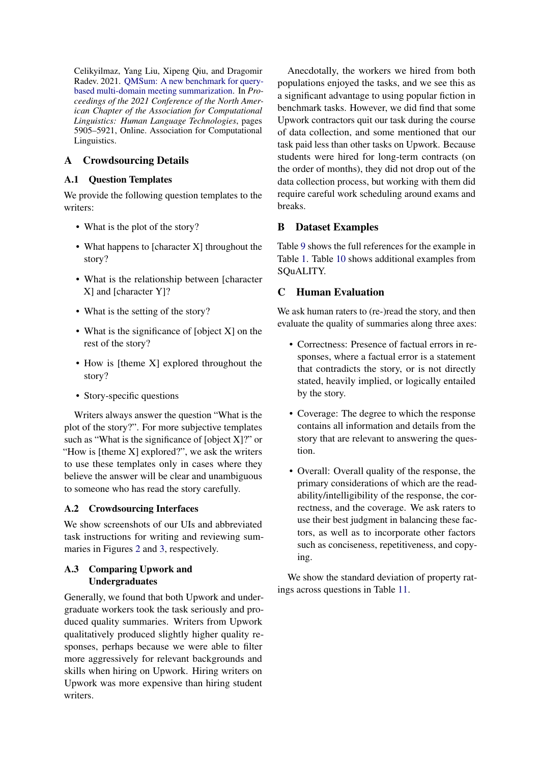Celikyilmaz, Yang Liu, Xipeng Qiu, and Dragomir Radev. 2021. QMSum: A new benchmark for query-based multi-domain meeting summarization. In *Proceedings of the 2021 Conference of the North American Chapter of the Association for Computational Linguistics: Human Language Technologies*, pages 5905–5921, Online. Association for Computational Linguistics.

## A Crowdsourcing Details

### A.1 Question Templates

We provide the following question templates to the writers:

- What is the plot of the story?
- What happens to [character X] throughout the story?
- What is the relationship between [character X] and [character Y]?
- What is the setting of the story?
- What is the significance of [object X] on the rest of the story?
- How is [theme X] explored throughout the story?
- Story-specific questions

Writers always answer the question "What is the plot of the story?". For more subjective templates such as "What is the significance of [object X]?" or "How is [theme X] explored?", we ask the writers to use these templates only in cases where they believe the answer will be clear and unambiguous to someone who has read the story carefully.

### A.2 Crowdsourcing Interfaces

We show screenshots of our UIs and abbreviated task instructions for writing and reviewing summaries in Figures 2 and 3, respectively.

### A.3 Comparing Upwork and Undergraduates

Generally, we found that both Upwork and undergraduate workers took the task seriously and produced quality summaries. Writers from Upwork qualitatively produced slightly higher quality responses, perhaps because we were able to filter more aggressively for relevant backgrounds and skills when hiring on Upwork. Hiring writers on Upwork was more expensive than hiring student writers.

Anecdotally, the workers we hired from both populations enjoyed the tasks, and we see this as a significant advantage to using popular fiction in benchmark tasks. However, we did find that some Upwork contractors quit our task during the course of data collection, and some mentioned that our task paid less than other tasks on Upwork. Because students were hired for long-term contracts (on the order of months), they did not drop out of the data collection process, but working with them did require careful work scheduling around exams and breaks.

## B Dataset Examples

Table 9 shows the full references for the example in Table 1. Table 10 shows additional examples from SQuALITY.

## C Human Evaluation

We ask human raters to (re-)read the story, and then evaluate the quality of summaries along three axes:

- Correctness: Presence of factual errors in responses, where a factual error is a statement that contradicts the story, or is not directly stated, heavily implied, or logically entailed by the story.
- Coverage: The degree to which the response contains all information and details from the story that are relevant to answering the question.
- Overall: Overall quality of the response, the primary considerations of which are the readability/intelligibility of the response, the correctness, and the coverage. We ask raters to use their best judgment in balancing these factors, as well as to incorporate other factors such as conciseness, repetitiveness, and copying.

We show the standard deviation of property ratings across questions in Table 11.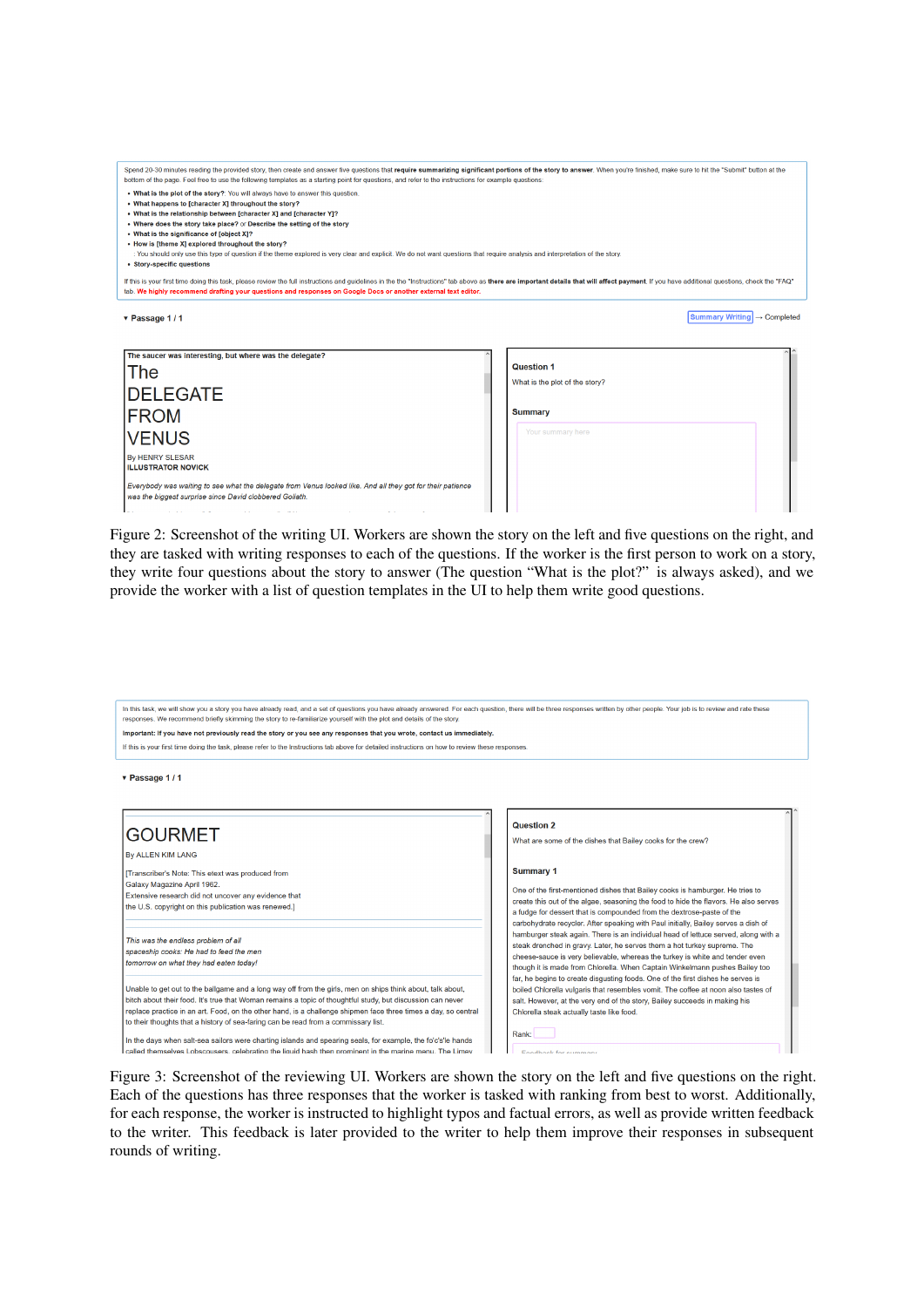Figure 2: Screenshot of the writing UI. Workers are shown the story on the left and five questions on the right, and they are tasked with writing responses to each of the questions. If the worker is the first person to work on a story, they write four questions about the story to answer (The question "What is the plot?" is always asked), and we provide the worker with a list of question templates in the UI to help them write good questions.

Figure 3: Screenshot of the reviewing UI. Workers are shown the story on the left and five questions on the right. Each of the questions has three responses that the worker is tasked with ranking from best to worst. Additionally, for each response, the worker is instructed to highlight typos and factual errors, as well as provide written feedback to the writer. This feedback is later provided to the writer to help them improve their responses in subsequent rounds of writing.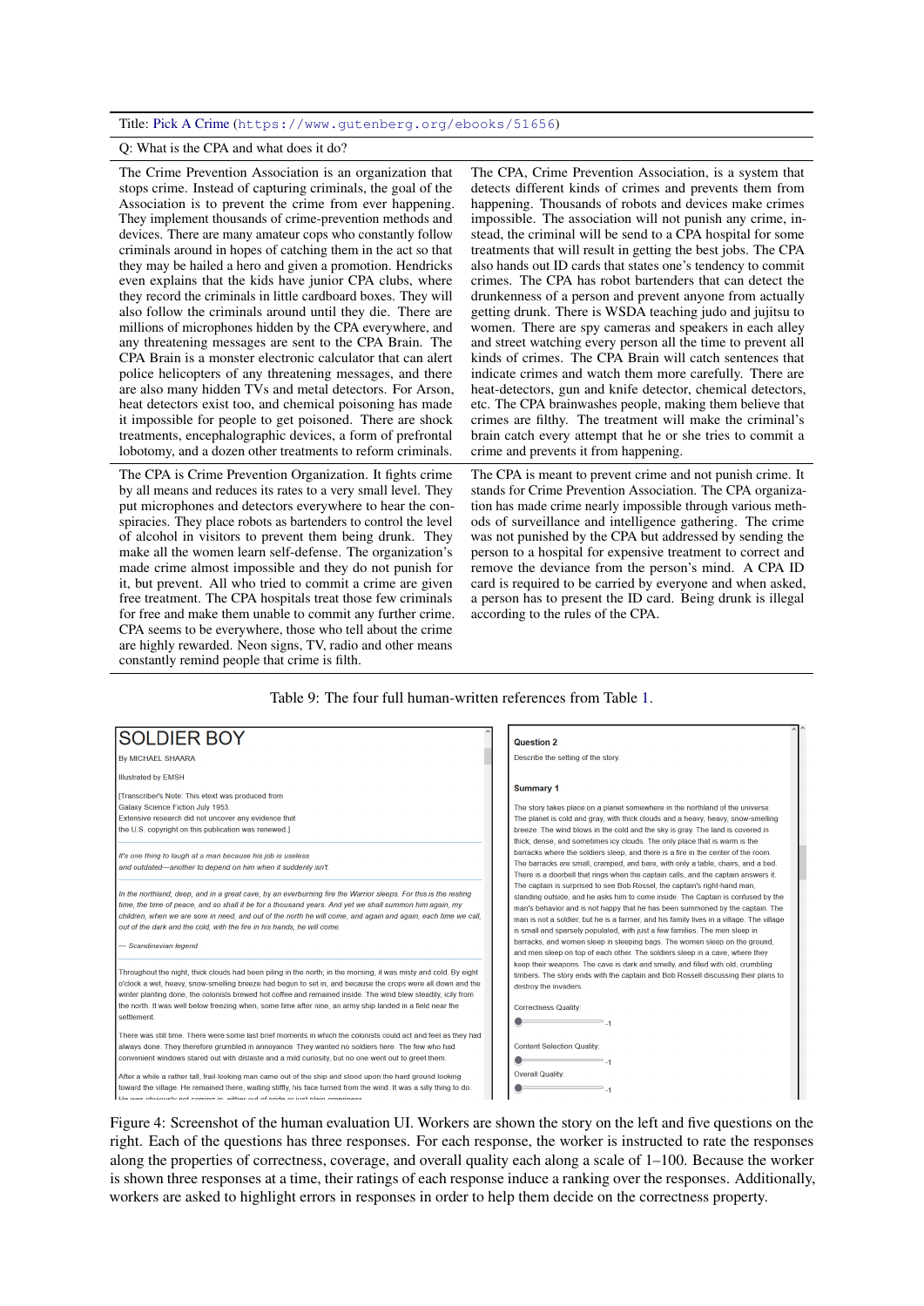Title: Pick A Crime (https://www.gutenberg.org/ebooks/51656)

Q: What is the CPA and what does it do?

| | |
|---|---|
| The Crime Prevention Association is an organization that stops crime. Instead of capturing criminals, the goal of the Association is to prevent the crime from ever happening. They implement thousands of crime-prevention methods and devices. There are many amateur cops who constantly follow criminals around in hopes of catching them in the act so that they may be hailed a hero and given a promotion. Hendricks even explains that the kids have junior CPA clubs, where they record the criminals in little cardboard boxes. They will also follow the criminals around until they die. There are millions of microphones hidden by the CPA everywhere, and any threatening messages are sent to the CPA Brain. The CPA Brain is a monster electronic calculator that can alert police helicopters of any threatening messages, and there are also many hidden TVs and metal detectors. For Arson, heat detectors exist too, and chemical poisoning has made it impossible for people to get poisoned. There are shock treatments, encephalographic devices, a form of prefrontal lobotomy, and a dozen other treatments to reform criminals. | The CPA, Crime Prevention Association, is a system that detects different kinds of crimes and prevents them from happening. Thousands of robots and devices make crimes impossible. The association will not punish any crime, instead, the criminal will be send to a CPA hospital for some treatments that will result in getting the best jobs. The CPA also hands out ID cards that states one's tendency to commit crimes. The CPA has robot bartenders that can detect the drunkenness of a person and prevent anyone from actually getting drunk. There is WSDA teaching judo and jujitsu to women. There are spy cameras and speakers in each alley and street watching every person all the time to prevent all kinds of crimes. The CPA Brain will catch sentences that indicate crimes and watch them more carefully. There are heat-detectors, gun and knife detector, chemical detectors, etc. The CPA brainwashes people, making them believe that crimes are filthy. The treatment will make the criminal's brain catch every attempt that he or she tries to commit a crime and prevents it from happening. |
| The CPA is Crime Prevention Organization. It fights crime by all means and reduces its rates to a very small level. They put microphones and detectors everywhere to hear the conspiracies. They place robots as bartenders to control the level of alcohol in visitors to prevent them being drunk. They make all the women learn self-defense. The organization's made crime almost impossible and they do not punish for it, but prevent. All who tried to commit a crime are given free treatment. The CPA hospitals treat those few criminals for free and make them unable to commit any further crime. CPA seems to be everywhere, those who tell about the crime are highly rewarded. Neon signs, TV, radio and other means constantly remind people that crime is filth. | The CPA is meant to prevent crime and not punish crime. It stands for Crime Prevention Association. The CPA organization has made crime nearly impossible through various methods of surveillance and intelligence gathering. The crime was not punished by the CPA but addressed by sending the person to a hospital for expensive treatment to correct and remove the deviance from the person's mind. A CPA ID card is required to be carried by everyone and when asked, a person has to present the ID card. Being drunk is illegal according to the rules of the CPA. |

Table 9: The four full human-written references from Table 1.

Figure 4: Screenshot of the human evaluation UI. Workers are shown the story on the left and five questions on the right. Each of the questions has three responses. For each response, the worker is instructed to rate the responses along the properties of correctness, coverage, and overall quality each along a scale of 1–100. Because the worker is shown three responses at a time, their ratings of each response induce a ranking over the responses. Additionally, workers are asked to highlight errors in responses in order to help them decide on the correctness property.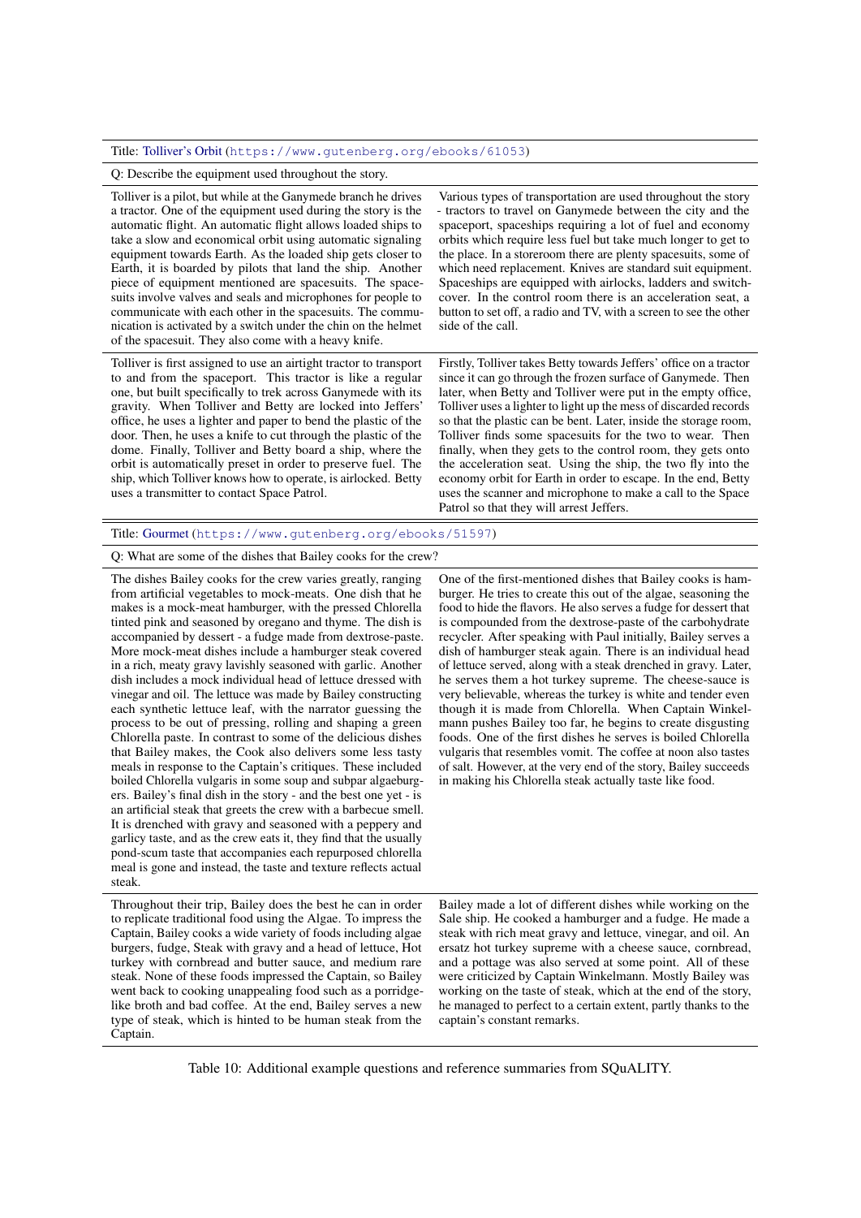Title: Tolliver's Orbit (https://www.gutenberg.org/ebooks/61053)

Q: Describe the equipment used throughout the story.

| | |
|---|---|
| Tolliver is a pilot, but while at the Ganymede branch he drives a tractor. One of the equipment used during the story is the automatic flight. An automatic flight allows loaded ships to take a slow and economical orbit using automatic signaling equipment towards Earth. As the loaded ship gets closer to Earth, it is boarded by pilots that land the ship. Another piece of equipment mentioned are spacesuits. The spacesuits involve valves and seals and microphones for people to communicate with each other in the spacesuits. The communication is activated by a switch under the chin on the helmet of the spacesuit. They also come with a heavy knife. | Various types of transportation are used throughout the story - tractors to travel on Ganymede between the city and the spaceport, spaceships requiring a lot of fuel and economy orbits which require less fuel but take much longer to get to the place. In a storeroom there are plenty spacesuits, some of which need replacement. Knives are standard suit equipment. Spaceships are equipped with airlocks, ladders and switchcover. In the control room there is an acceleration seat, a button to set off, a radio and TV, with a screen to see the other side of the call. |
| Tolliver is first assigned to use an airtight tractor to transport to and from the spaceport. This tractor is like a regular one, but built specifically to trek across Ganymede with its gravity. When Tolliver and Betty are locked into Jeffers' office, he uses a lighter and paper to bend the plastic of the door. Then, he uses a knife to cut through the plastic of the dome. Finally, Tolliver and Betty board a ship, where the orbit is automatically preset in order to preserve fuel. The ship, which Tolliver knows how to operate, is airlocked. Betty uses a transmitter to contact Space Patrol. | Firstly, Tolliver takes Betty towards Jeffers' office on a tractor since it can go through the frozen surface of Ganymede. Then later, when Betty and Tolliver were put in the empty office, Tolliver uses a lighter to light up the mess of discarded records so that the plastic can be bent. Later, inside the storage room, Tolliver finds some spacesuits for the two to wear. Then finally, when they gets to the control room, they gets onto the acceleration seat. Using the ship, the two fly into the economy orbit for Earth in order to escape. In the end, Betty uses the scanner and microphone to make a call to the Space Patrol so that they will arrest Jeffers. |

Title: Gourmet (https://www.gutenberg.org/ebooks/51597)

Q: What are some of the dishes that Bailey cooks for the crew?

| | |
|---|---|
| The dishes Bailey cooks for the crew varies greatly, ranging from artificial vegetables to mock-meats. One dish that he makes is a mock-meat hamburger, with the pressed Chlorella tinted pink and seasoned by oregano and thyme. The dish is accompanied by dessert - a fudge made from dextrose-paste. More mock-meat dishes include a hamburger steak covered in a rich, meaty gravy lavishly seasoned with garlic. Another dish includes a mock individual head of lettuce dressed with vinegar and oil. The lettuce was made by Bailey constructing each synthetic lettuce leaf, with the narrator guessing the process to be out of pressing, rolling and shaping a green Chlorella paste. In contrast to some of the delicious dishes that Bailey makes, the Cook also delivers some less tasty meals in response to the Captain's critiques. These included boiled Chlorella vulgaris in some soup and subpar algaeburgers. Bailey's final dish in the story - and the best one yet - is an artificial steak that greets the crew with a barbecue smell. It is drenched with gravy and seasoned with a peppery and garlicy taste, and as the crew eats it, they find that the usually pond-scum taste that accompanies each repurposed chlorella meal is gone and instead, the taste and texture reflects actual steak. | One of the first-mentioned dishes that Bailey cooks is hamburger. He tries to create this out of the algae, seasoning the food to hide the flavors. He also serves a fudge for dessert that is compounded from the dextrose-paste of the carbohydrate recycler. After speaking with Paul initially, Bailey serves a dish of hamburger steak again. There is an individual head of lettuce served, along with a steak drenched in gravy. Later, he serves them a hot turkey supreme. The cheese-sauce is very believable, whereas the turkey is white and tender even though it is made from Chlorella. When Captain Winkelmann pushes Bailey too far, he begins to create disgusting foods. One of the first dishes he serves is boiled Chlorella vulgaris that resembles vomit. The coffee at noon also tastes of salt. However, at the very end of the story, Bailey succeeds in making his Chlorella steak actually taste like food. |
| Throughout their trip, Bailey does the best he can in order to replicate traditional food using the Algae. To impress the Captain, Bailey cooks a wide variety of foods including algae burgers, fudge, Steak with gravy and a head of lettuce, Hot turkey with cornbread and butter sauce, and medium rare steak. None of these foods impressed the Captain, so Bailey went back to cooking unappealing food such as a porridge-like broth and bad coffee. At the end, Bailey serves a new type of steak, which is hinted to be human steak from the Captain. | Bailey made a lot of different dishes while working on the Sale ship. He cooked a hamburger and a fudge. He made a steak with rich meat gravy and lettuce, vinegar, and oil. An ersatz hot turkey supreme with a cheese sauce, cornbread, and a pottage was also served at some point. All of these were criticized by Captain Winkelmann. Mostly Bailey was working on the taste of steak, which at the end of the story, he managed to perfect to a certain extent, partly thanks to the captain's constant remarks. |

Table 10: Additional example questions and reference summaries from SQuALITY.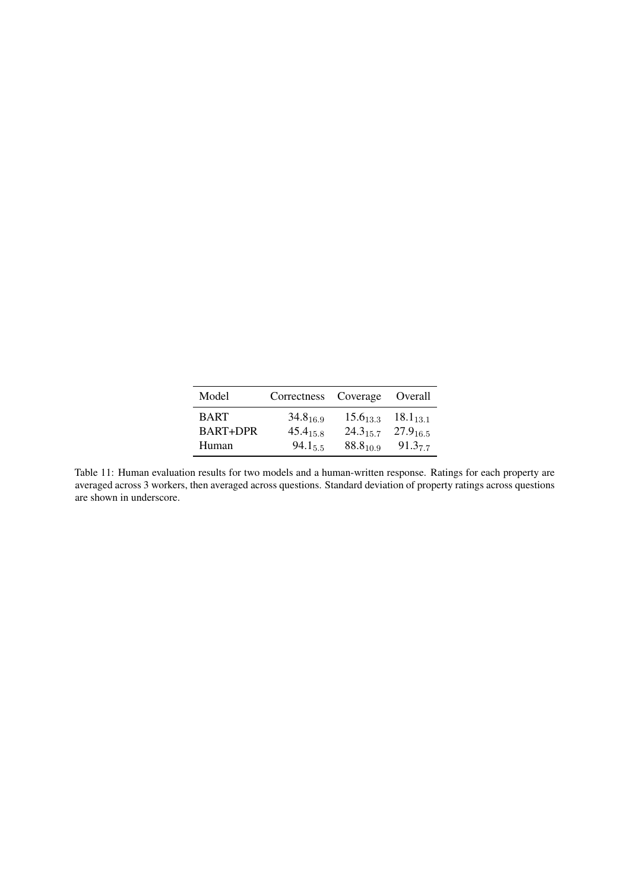| Model | Correctness | Coverage | Overall |
|---|---|---|---|
| BART | $34.8_{16.9}$ | $15.6_{13.3}$ | $18.1_{13.1}$ |
| BART+DPR | $45.4_{15.8}$ | $24.3_{15.7}$ | $27.9_{16.5}$ |
| Human | $94.1_{5.5}$ | $88.8_{10.9}$ | $91.3_{7.7}$ |

Table 11: Human evaluation results for two models and a human-written response. Ratings for each property are averaged across 3 workers, then averaged across questions. Standard deviation of property ratings across questions are shown in underscore.